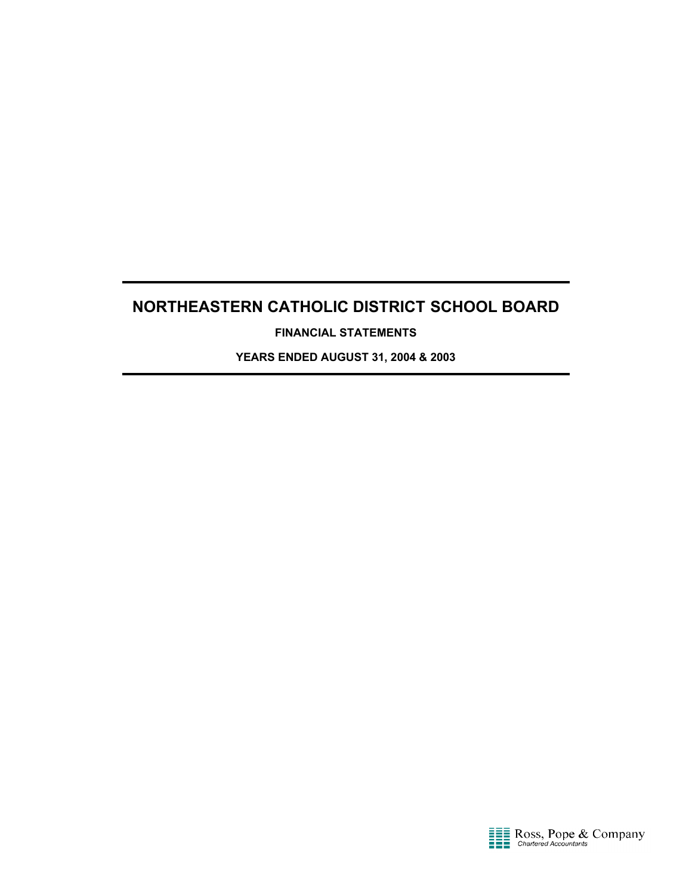# NORTHEASTERN CATHOLIC DISTRICT SCHOOL BOARD

**FINANCIAL STATEMENTS**

**YEARS ENDED AUGUST 31, 2004 & 2003**

Ross, Pope & Company
*Chartered Accountants*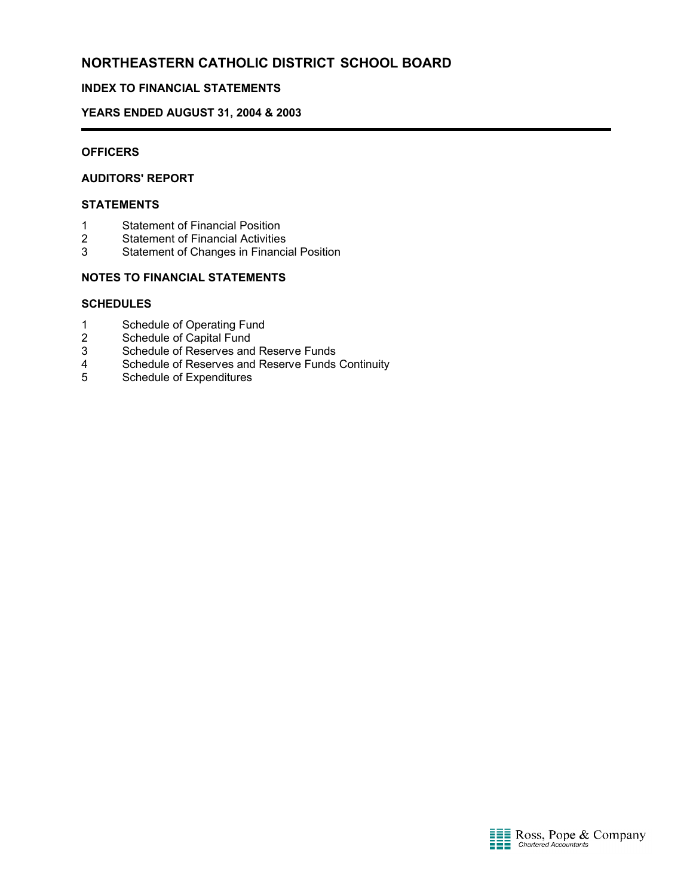# NORTHEASTERN CATHOLIC DISTRICT SCHOOL BOARD

## INDEX TO FINANCIAL STATEMENTS

## YEARS ENDED AUGUST 31, 2004 & 2003

---

**OFFICERS**

**AUDITORS' REPORT**

**STATEMENTS**

1 Statement of Financial Position
2 Statement of Financial Activities
3 Statement of Changes in Financial Position

**NOTES TO FINANCIAL STATEMENTS**

**SCHEDULES**

1 Schedule of Operating Fund
2 Schedule of Capital Fund
3 Schedule of Reserves and Reserve Funds
4 Schedule of Reserves and Reserve Funds Continuity
5 Schedule of Expenditures

Ross, Pope & Company
*Chartered Accountants*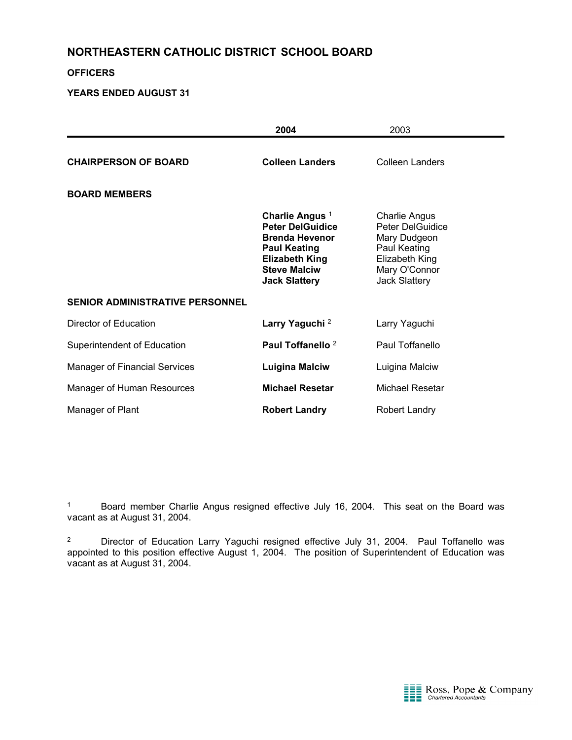# NORTHEASTERN CATHOLIC DISTRICT SCHOOL BOARD

**OFFICERS**

**YEARS ENDED AUGUST 31**

| | **2004** | 2003 |
|---|---|---|
| **CHAIRPERSON OF BOARD** | **Colleen Landers** | Colleen Landers |
| **BOARD MEMBERS** | | |
| | **Charlie Angus** [1] | Charlie Angus |
| | **Peter DelGuidice** | Peter DelGuidice |
| | **Brenda Hevenor** | Mary Dudgeon |
| | **Paul Keating** | Paul Keating |
| | **Elizabeth King** | Elizabeth King |
| | **Steve Malciw** | Mary O'Connor |
| | **Jack Slattery** | Jack Slattery |
| **SENIOR ADMINISTRATIVE PERSONNEL** | | |
| Director of Education | **Larry Yaguchi** [2] | Larry Yaguchi |
| Superintendent of Education | **Paul Toffanello** [2] | Paul Toffanello |
| Manager of Financial Services | **Luigina Malciw** | Luigina Malciw |
| Manager of Human Resources | **Michael Resetar** | Michael Resetar |
| Manager of Plant | **Robert Landry** | Robert Landry |

[1] Board member Charlie Angus resigned effective July 16, 2004. This seat on the Board was vacant as at August 31, 2004.

[2] Director of Education Larry Yaguchi resigned effective July 31, 2004. Paul Toffanello was appointed to this position effective August 1, 2004. The position of Superintendent of Education was vacant as at August 31, 2004.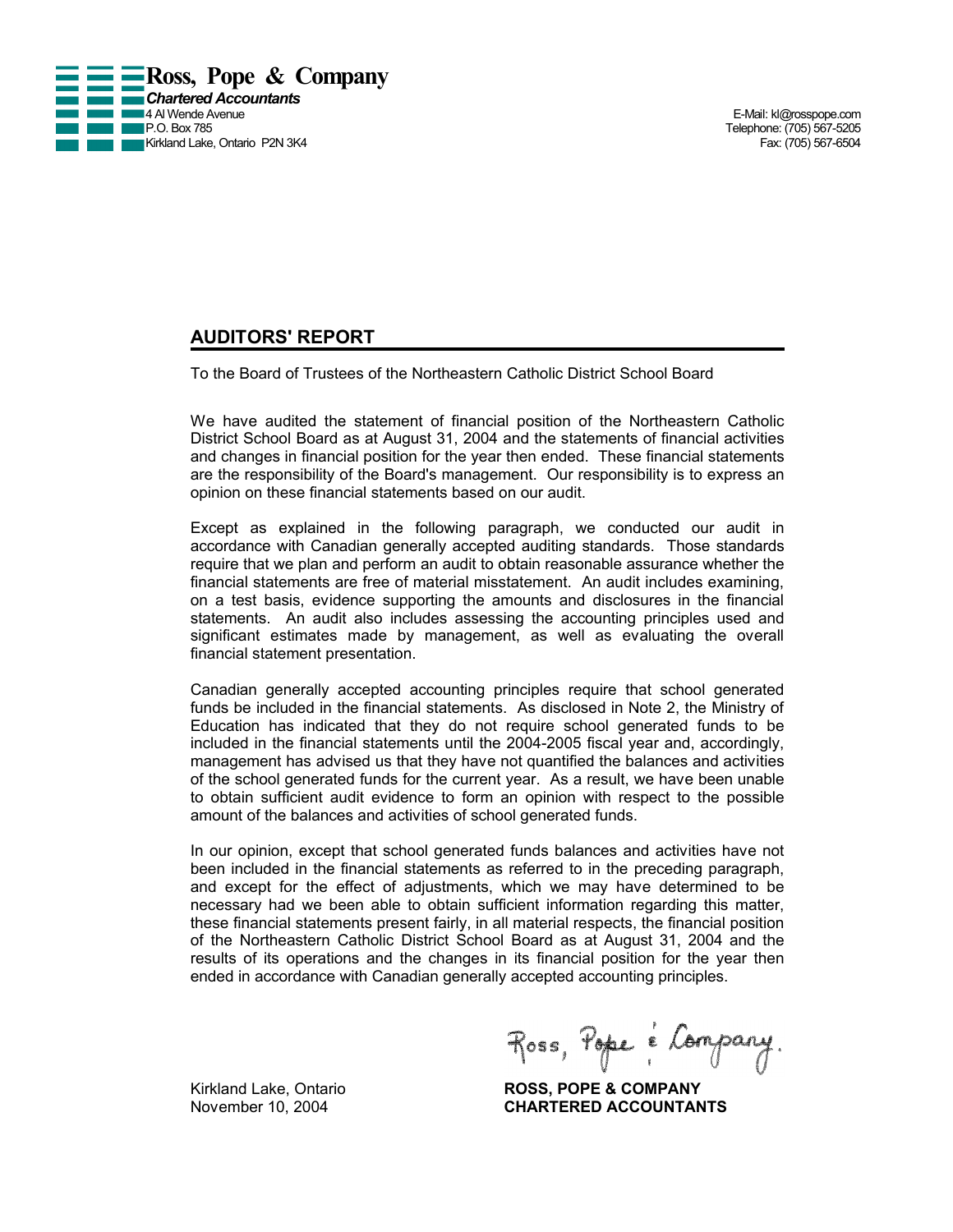**Ross, Pope & Company**
***Chartered Accountants***
4 Al Wende Avenue
P.O. Box 785
Kirkland Lake, Ontario P2N 3K4

E-Mail: kl@rosspope.com
Telephone: (705) 567-5205
Fax: (705) 567-6504

## AUDITORS' REPORT

To the Board of Trustees of the Northeastern Catholic District School Board

We have audited the statement of financial position of the Northeastern Catholic District School Board as at August 31, 2004 and the statements of financial activities and changes in financial position for the year then ended. These financial statements are the responsibility of the Board's management. Our responsibility is to express an opinion on these financial statements based on our audit.

Except as explained in the following paragraph, we conducted our audit in accordance with Canadian generally accepted auditing standards. Those standards require that we plan and perform an audit to obtain reasonable assurance whether the financial statements are free of material misstatement. An audit includes examining, on a test basis, evidence supporting the amounts and disclosures in the financial statements. An audit also includes assessing the accounting principles used and significant estimates made by management, as well as evaluating the overall financial statement presentation.

Canadian generally accepted accounting principles require that school generated funds be included in the financial statements. As disclosed in Note 2, the Ministry of Education has indicated that they do not require school generated funds to be included in the financial statements until the 2004-2005 fiscal year and, accordingly, management has advised us that they have not quantified the balances and activities of the school generated funds for the current year. As a result, we have been unable to obtain sufficient audit evidence to form an opinion with respect to the possible amount of the balances and activities of school generated funds.

In our opinion, except that school generated funds balances and activities have not been included in the financial statements as referred to in the preceding paragraph, and except for the effect of adjustments, which we may have determined to be necessary had we been able to obtain sufficient information regarding this matter, these financial statements present fairly, in all material respects, the financial position of the Northeastern Catholic District School Board as at August 31, 2004 and the results of its operations and the changes in its financial position for the year then ended in accordance with Canadian generally accepted accounting principles.

Ross, Pope & Company.

Kirkland Lake, Ontario
November 10, 2004

**ROSS, POPE & COMPANY**
**CHARTERED ACCOUNTANTS**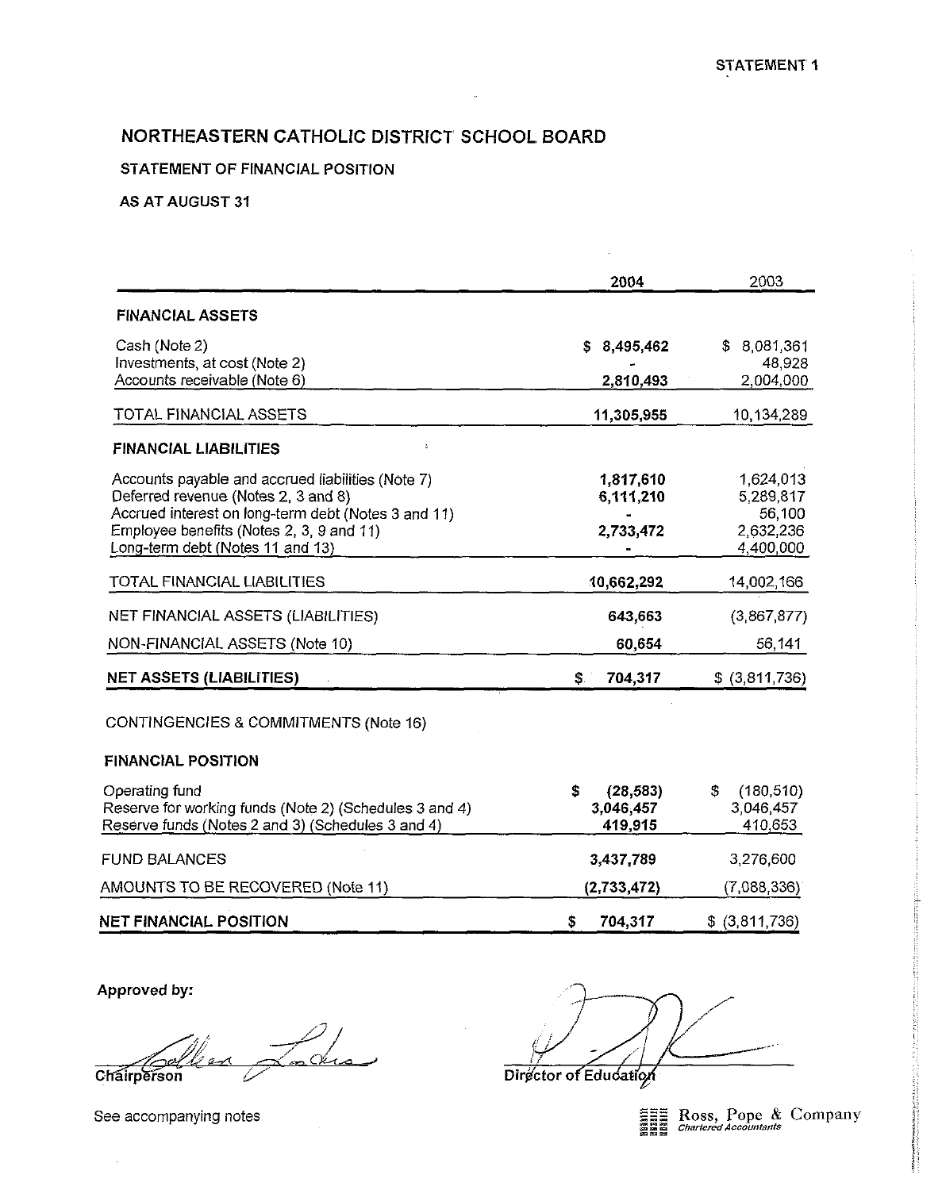STATEMENT 1

# NORTHEASTERN CATHOLIC DISTRICT SCHOOL BOARD

## STATEMENT OF FINANCIAL POSITION

### AS AT AUGUST 31

| | 2004 | 2003 |
|---|---|---|
| **FINANCIAL ASSETS** | | |
| Cash (Note 2) | **$ 8,495,462** | $ 8,081,361 |
| Investments, at cost (Note 2) | **-** | 48,928 |
| Accounts receivable (Note 6) | **2,810,493** | 2,004,000 |
| TOTAL FINANCIAL ASSETS | **11,305,955** | 10,134,289 |
| **FINANCIAL LIABILITIES** | | |
| Accounts payable and accrued liabilities (Note 7) | **1,817,610** | 1,624,013 |
| Deferred revenue (Notes 2, 3 and 8) | **6,111,210** | 5,289,817 |
| Accrued interest on long-term debt (Notes 3 and 11) | **-** | 56,100 |
| Employee benefits (Notes 2, 3, 9 and 11) | **2,733,472** | 2,632,236 |
| Long-term debt (Notes 11 and 13) | **-** | 4,400,000 |
| TOTAL FINANCIAL LIABILITIES | **10,662,292** | 14,002,166 |
| NET FINANCIAL ASSETS (LIABILITIES) | **643,663** | (3,867,877) |
| NON-FINANCIAL ASSETS (Note 10) | **60,654** | 56,141 |
| **NET ASSETS (LIABILITIES)** | **$ 704,317** | $ (3,811,736) |

CONTINGENCIES & COMMITMENTS (Note 16)

| | | |
|---|---|---|
| **FINANCIAL POSITION** | | |
| Operating fund | **$ (28,583)** | $ (180,510) |
| Reserve for working funds (Note 2) (Schedules 3 and 4) | **3,046,457** | 3,046,457 |
| Reserve funds (Notes 2 and 3) (Schedules 3 and 4) | **419,915** | 410,653 |
| FUND BALANCES | **3,437,789** | 3,276,600 |
| AMOUNTS TO BE RECOVERED (Note 11) | **(2,733,472)** | (7,088,336) |
| **NET FINANCIAL POSITION** | **$ 704,317** | $ (3,811,736) |

**Approved by:**

Chairperson

Director of Education

See accompanying notes

Ross, Pope & Company
*Chartered Accountants*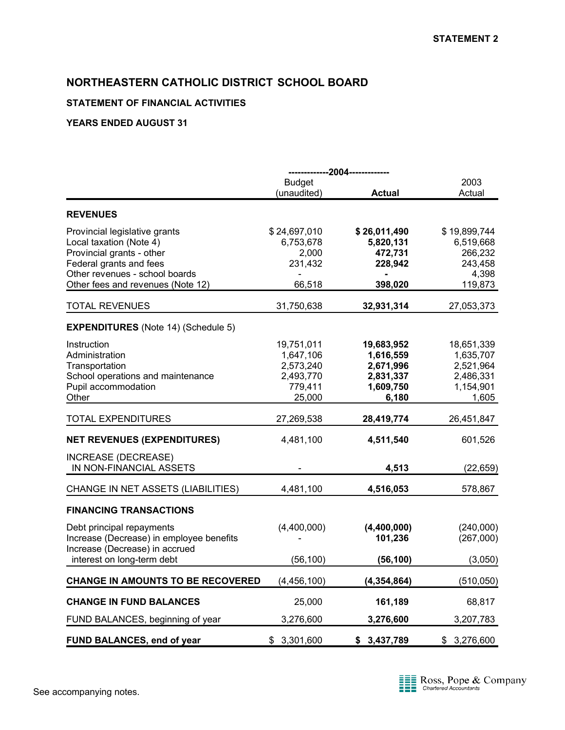STATEMENT 2

# NORTHEASTERN CATHOLIC DISTRICT SCHOOL BOARD

## STATEMENT OF FINANCIAL ACTIVITIES

### YEARS ENDED AUGUST 31

| | 2004 | | 2003 |
|---|---|---|---|
| | Budget (unaudited) | **Actual** | Actual |
| **REVENUES** | | | |
| Provincial legislative grants | $ 24,697,010 | **$ 26,011,490** | $ 19,899,744 |
| Local taxation (Note 4) | 6,753,678 | **5,820,131** | 6,519,668 |
| Provincial grants - other | 2,000 | **472,731** | 266,232 |
| Federal grants and fees | 231,432 | **228,942** | 243,458 |
| Other revenues - school boards | - | **-** | 4,398 |
| Other fees and revenues (Note 12) | 66,518 | **398,020** | 119,873 |
| TOTAL REVENUES | 31,750,638 | **32,931,314** | 27,053,373 |
| **EXPENDITURES** (Note 14) (Schedule 5) | | | |
| Instruction | 19,751,011 | **19,683,952** | 18,651,339 |
| Administration | 1,647,106 | **1,616,559** | 1,635,707 |
| Transportation | 2,573,240 | **2,671,996** | 2,521,964 |
| School operations and maintenance | 2,493,770 | **2,831,337** | 2,486,331 |
| Pupil accommodation | 779,411 | **1,609,750** | 1,154,901 |
| Other | 25,000 | **6,180** | 1,605 |
| TOTAL EXPENDITURES | 27,269,538 | **28,419,774** | 26,451,847 |
| **NET REVENUES (EXPENDITURES)** | 4,481,100 | **4,511,540** | 601,526 |
| INCREASE (DECREASE) IN NON-FINANCIAL ASSETS | - | **4,513** | (22,659) |
| CHANGE IN NET ASSETS (LIABILITIES) | 4,481,100 | **4,516,053** | 578,867 |
| **FINANCING TRANSACTIONS** | | | |
| Debt principal repayments | (4,400,000) | **(4,400,000)** | (240,000) |
| Increase (Decrease) in employee benefits | - | **101,236** | (267,000) |
| Increase (Decrease) in accrued interest on long-term debt | (56,100) | **(56,100)** | (3,050) |
| **CHANGE IN AMOUNTS TO BE RECOVERED** | (4,456,100) | **(4,354,864)** | (510,050) |
| **CHANGE IN FUND BALANCES** | 25,000 | **161,189** | 68,817 |
| FUND BALANCES, beginning of year | 3,276,600 | **3,276,600** | 3,207,783 |
| **FUND BALANCES, end of year** | $ 3,301,600 | **$ 3,437,789** | $ 3,276,600 |

See accompanying notes.

Ross, Pope & Company
Chartered Accountants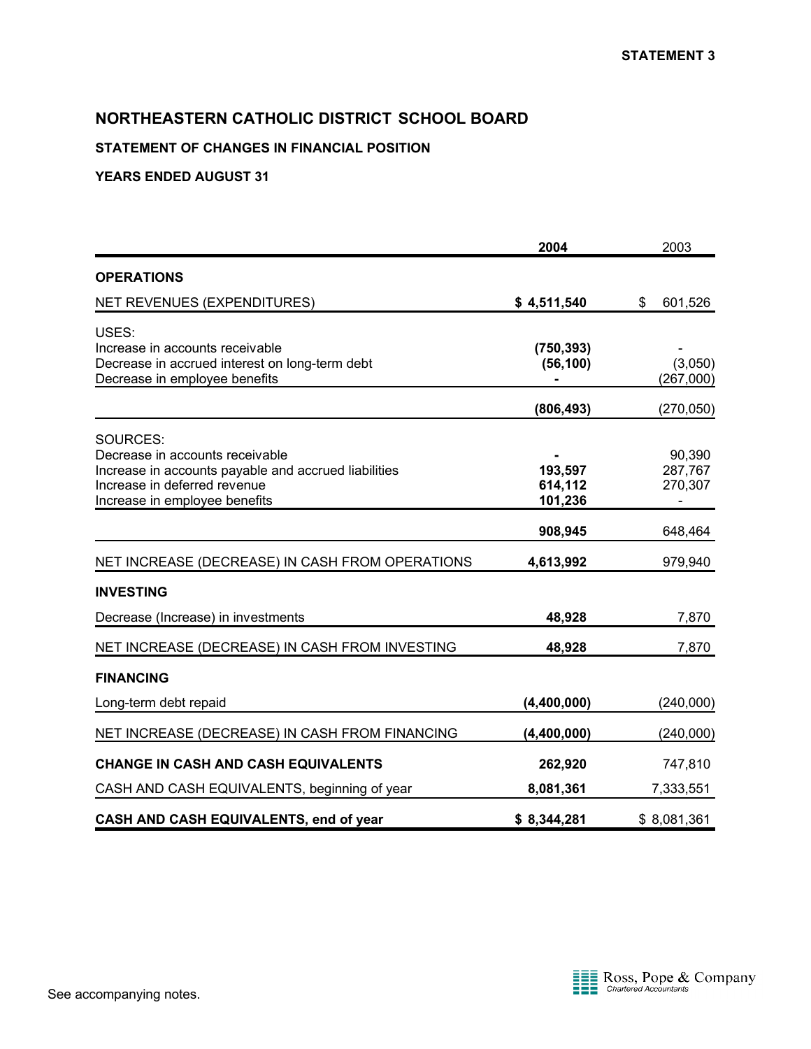STATEMENT 3

# NORTHEASTERN CATHOLIC DISTRICT SCHOOL BOARD

### STATEMENT OF CHANGES IN FINANCIAL POSITION

### YEARS ENDED AUGUST 31

| | **2004** | 2003 |
|---|---|---|
| **OPERATIONS** | | |
| NET REVENUES (EXPENDITURES) | **$ 4,511,540** | $ 601,526 |
| USES: | | |
| Increase in accounts receivable | **(750,393)** | - |
| Decrease in accrued interest on long-term debt | **(56,100)** | (3,050) |
| Decrease in employee benefits | **-** | (267,000) |
| | **(806,493)** | (270,050) |
| SOURCES: | | |
| Decrease in accounts receivable | **-** | 90,390 |
| Increase in accounts payable and accrued liabilities | **193,597** | 287,767 |
| Increase in deferred revenue | **614,112** | 270,307 |
| Increase in employee benefits | **101,236** | - |
| | **908,945** | 648,464 |
| NET INCREASE (DECREASE) IN CASH FROM OPERATIONS | **4,613,992** | 979,940 |
| **INVESTING** | | |
| Decrease (Increase) in investments | **48,928** | 7,870 |
| NET INCREASE (DECREASE) IN CASH FROM INVESTING | **48,928** | 7,870 |
| **FINANCING** | | |
| Long-term debt repaid | **(4,400,000)** | (240,000) |
| NET INCREASE (DECREASE) IN CASH FROM FINANCING | **(4,400,000)** | (240,000) |
| **CHANGE IN CASH AND CASH EQUIVALENTS** | **262,920** | 747,810 |
| CASH AND CASH EQUIVALENTS, beginning of year | **8,081,361** | 7,333,551 |
| **CASH AND CASH EQUIVALENTS, end of year** | **$ 8,344,281** | $ 8,081,361 |

See accompanying notes.

Ross, Pope & Company
*Chartered Accountants*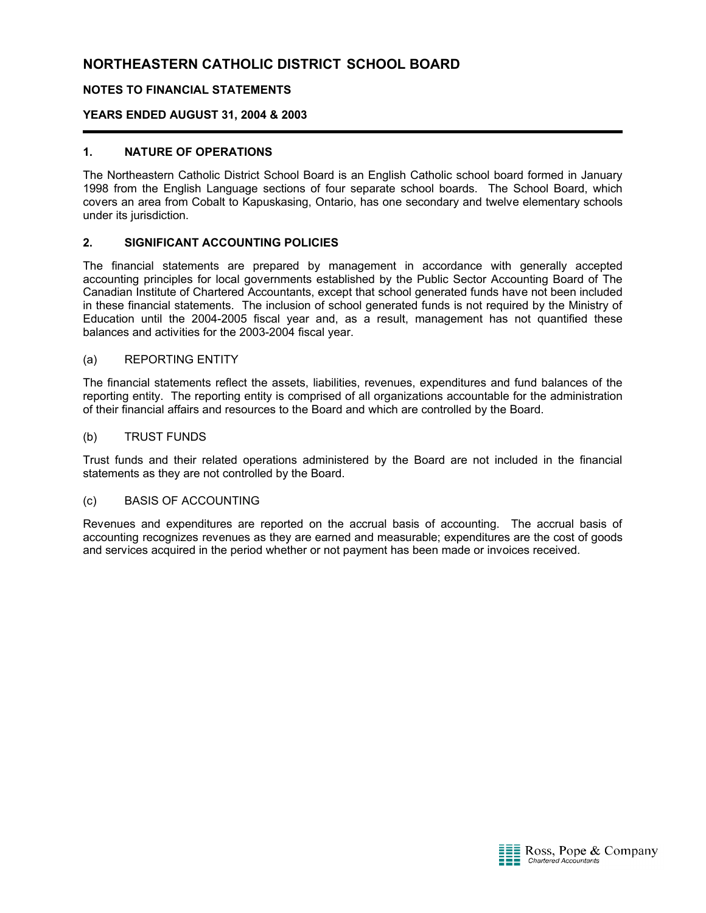# NORTHEASTERN CATHOLIC DISTRICT SCHOOL BOARD

## NOTES TO FINANCIAL STATEMENTS

## YEARS ENDED AUGUST 31, 2004 & 2003

### 1. NATURE OF OPERATIONS

The Northeastern Catholic District School Board is an English Catholic school board formed in January 1998 from the English Language sections of four separate school boards. The School Board, which covers an area from Cobalt to Kapuskasing, Ontario, has one secondary and twelve elementary schools under its jurisdiction.

### 2. SIGNIFICANT ACCOUNTING POLICIES

The financial statements are prepared by management in accordance with generally accepted accounting principles for local governments established by the Public Sector Accounting Board of The Canadian Institute of Chartered Accountants, except that school generated funds have not been included in these financial statements. The inclusion of school generated funds is not required by the Ministry of Education until the 2004-2005 fiscal year and, as a result, management has not quantified these balances and activities for the 2003-2004 fiscal year.

#### (a) REPORTING ENTITY

The financial statements reflect the assets, liabilities, revenues, expenditures and fund balances of the reporting entity. The reporting entity is comprised of all organizations accountable for the administration of their financial affairs and resources to the Board and which are controlled by the Board.

#### (b) TRUST FUNDS

Trust funds and their related operations administered by the Board are not included in the financial statements as they are not controlled by the Board.

#### (c) BASIS OF ACCOUNTING

Revenues and expenditures are reported on the accrual basis of accounting. The accrual basis of accounting recognizes revenues as they are earned and measurable; expenditures are the cost of goods and services acquired in the period whether or not payment has been made or invoices received.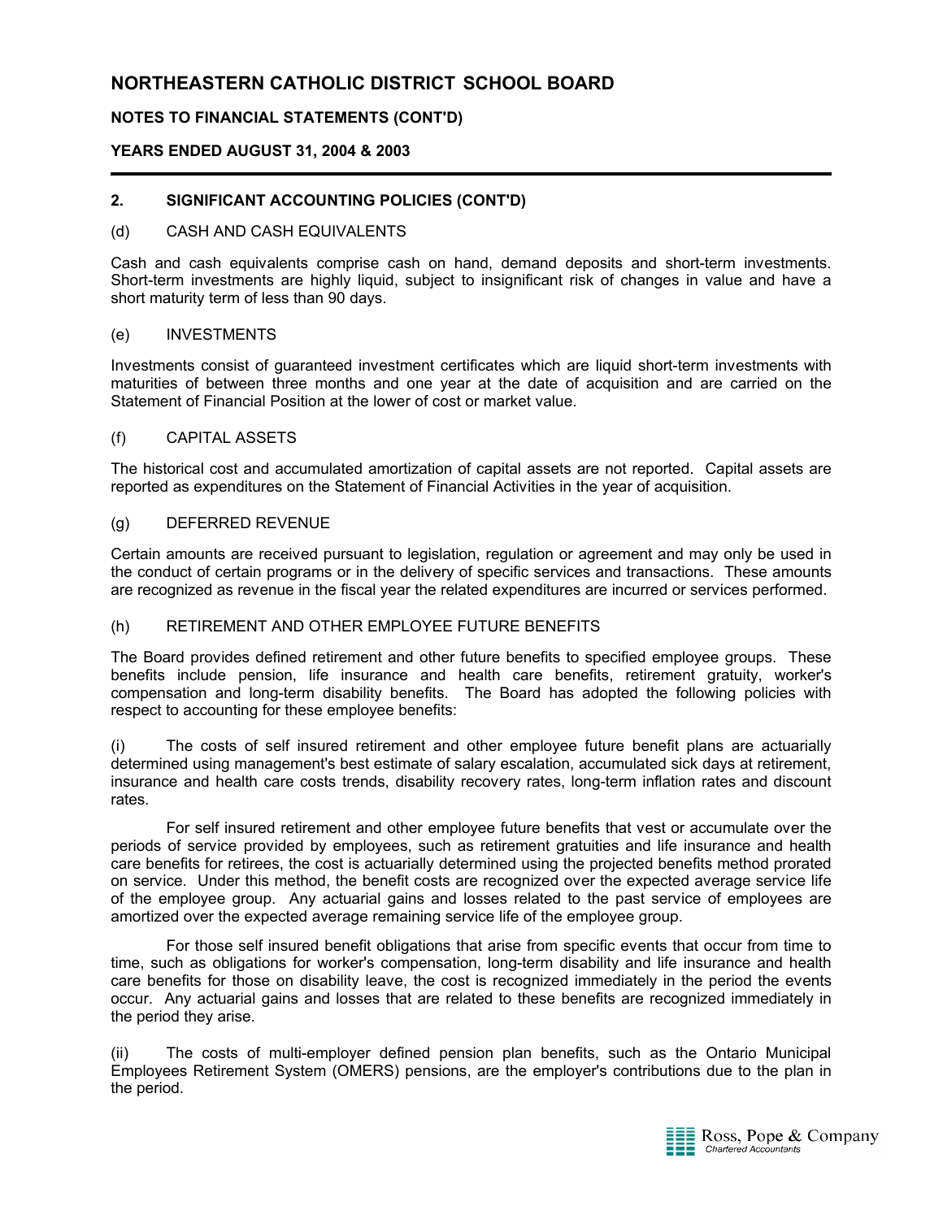# NORTHEASTERN CATHOLIC DISTRICT SCHOOL BOARD

**NOTES TO FINANCIAL STATEMENTS (CONT'D)**

**YEARS ENDED AUGUST 31, 2004 & 2003**

## 2. SIGNIFICANT ACCOUNTING POLICIES (CONT'D)

### (d) CASH AND CASH EQUIVALENTS

Cash and cash equivalents comprise cash on hand, demand deposits and short-term investments. Short-term investments are highly liquid, subject to insignificant risk of changes in value and have a short maturity term of less than 90 days.

### (e) INVESTMENTS

Investments consist of guaranteed investment certificates which are liquid short-term investments with maturities of between three months and one year at the date of acquisition and are carried on the Statement of Financial Position at the lower of cost or market value.

### (f) CAPITAL ASSETS

The historical cost and accumulated amortization of capital assets are not reported. Capital assets are reported as expenditures on the Statement of Financial Activities in the year of acquisition.

### (g) DEFERRED REVENUE

Certain amounts are received pursuant to legislation, regulation or agreement and may only be used in the conduct of certain programs or in the delivery of specific services and transactions. These amounts are recognized as revenue in the fiscal year the related expenditures are incurred or services performed.

### (h) RETIREMENT AND OTHER EMPLOYEE FUTURE BENEFITS

The Board provides defined retirement and other future benefits to specified employee groups. These benefits include pension, life insurance and health care benefits, retirement gratuity, worker's compensation and long-term disability benefits. The Board has adopted the following policies with respect to accounting for these employee benefits:

(i) The costs of self insured retirement and other employee future benefit plans are actuarially determined using management's best estimate of salary escalation, accumulated sick days at retirement, insurance and health care costs trends, disability recovery rates, long-term inflation rates and discount rates.

For self insured retirement and other employee future benefits that vest or accumulate over the periods of service provided by employees, such as retirement gratuities and life insurance and health care benefits for retirees, the cost is actuarially determined using the projected benefits method prorated on service. Under this method, the benefit costs are recognized over the expected average service life of the employee group. Any actuarial gains and losses related to the past service of employees are amortized over the expected average remaining service life of the employee group.

For those self insured benefit obligations that arise from specific events that occur from time to time, such as obligations for worker's compensation, long-term disability and life insurance and health care benefits for those on disability leave, the cost is recognized immediately in the period the events occur. Any actuarial gains and losses that are related to these benefits are recognized immediately in the period they arise.

(ii) The costs of multi-employer defined pension plan benefits, such as the Ontario Municipal Employees Retirement System (OMERS) pensions, are the employer's contributions due to the plan in the period.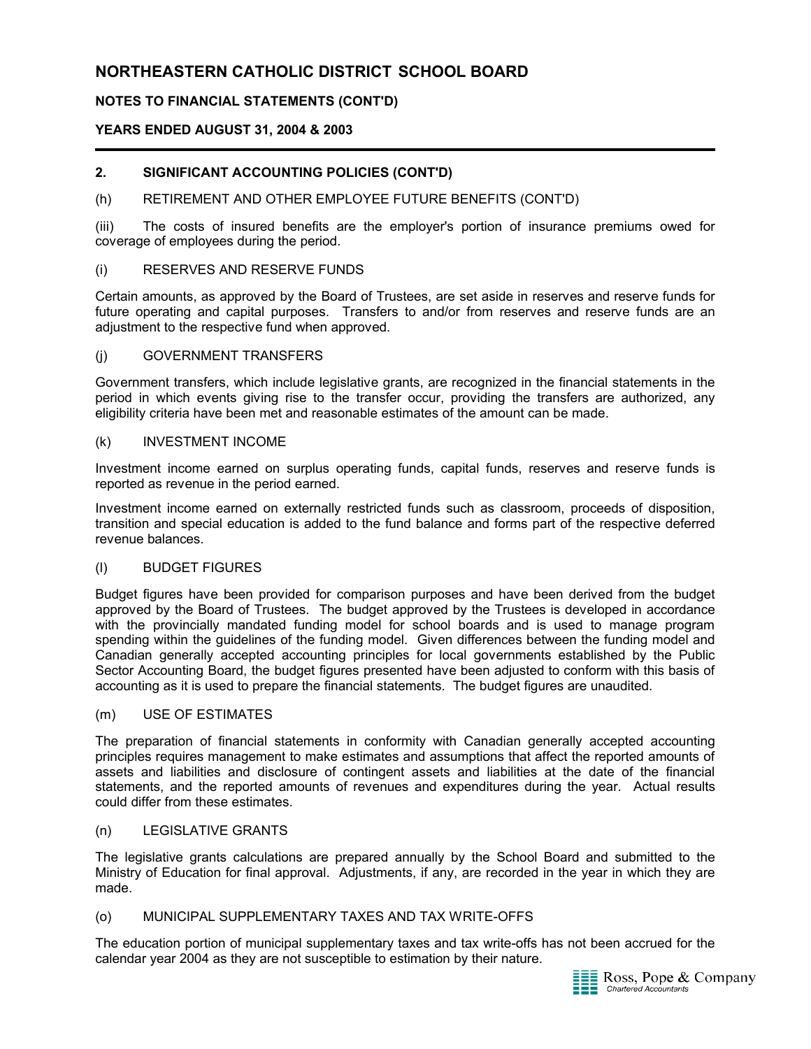# NORTHEASTERN CATHOLIC DISTRICT SCHOOL BOARD

## NOTES TO FINANCIAL STATEMENTS (CONT'D)

### YEARS ENDED AUGUST 31, 2004 & 2003

**2. SIGNIFICANT ACCOUNTING POLICIES (CONT'D)**

(h) RETIREMENT AND OTHER EMPLOYEE FUTURE BENEFITS (CONT'D)

(iii) The costs of insured benefits are the employer's portion of insurance premiums owed for coverage of employees during the period.

(i) RESERVES AND RESERVE FUNDS

Certain amounts, as approved by the Board of Trustees, are set aside in reserves and reserve funds for future operating and capital purposes. Transfers to and/or from reserves and reserve funds are an adjustment to the respective fund when approved.

(j) GOVERNMENT TRANSFERS

Government transfers, which include legislative grants, are recognized in the financial statements in the period in which events giving rise to the transfer occur, providing the transfers are authorized, any eligibility criteria have been met and reasonable estimates of the amount can be made.

(k) INVESTMENT INCOME

Investment income earned on surplus operating funds, capital funds, reserves and reserve funds is reported as revenue in the period earned.

Investment income earned on externally restricted funds such as classroom, proceeds of disposition, transition and special education is added to the fund balance and forms part of the respective deferred revenue balances.

(l) BUDGET FIGURES

Budget figures have been provided for comparison purposes and have been derived from the budget approved by the Board of Trustees. The budget approved by the Trustees is developed in accordance with the provincially mandated funding model for school boards and is used to manage program spending within the guidelines of the funding model. Given differences between the funding model and Canadian generally accepted accounting principles for local governments established by the Public Sector Accounting Board, the budget figures presented have been adjusted to conform with this basis of accounting as it is used to prepare the financial statements. The budget figures are unaudited.

(m) USE OF ESTIMATES

The preparation of financial statements in conformity with Canadian generally accepted accounting principles requires management to make estimates and assumptions that affect the reported amounts of assets and liabilities and disclosure of contingent assets and liabilities at the date of the financial statements, and the reported amounts of revenues and expenditures during the year. Actual results could differ from these estimates.

(n) LEGISLATIVE GRANTS

The legislative grants calculations are prepared annually by the School Board and submitted to the Ministry of Education for final approval. Adjustments, if any, are recorded in the year in which they are made.

(o) MUNICIPAL SUPPLEMENTARY TAXES AND TAX WRITE-OFFS

The education portion of municipal supplementary taxes and tax write-offs has not been accrued for the calendar year 2004 as they are not susceptible to estimation by their nature.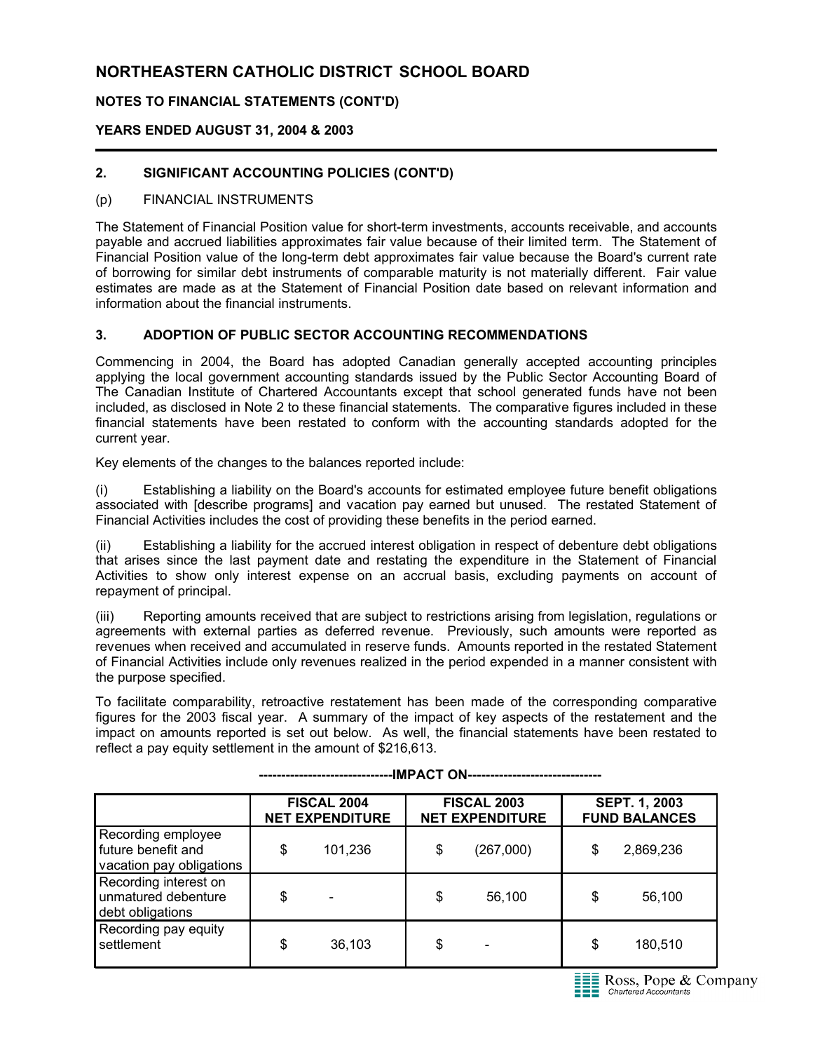# NORTHEASTERN CATHOLIC DISTRICT SCHOOL BOARD

**NOTES TO FINANCIAL STATEMENTS (CONT'D)**

**YEARS ENDED AUGUST 31, 2004 & 2003**

## 2. SIGNIFICANT ACCOUNTING POLICIES (CONT'D)

(p) FINANCIAL INSTRUMENTS

The Statement of Financial Position value for short-term investments, accounts receivable, and accounts payable and accrued liabilities approximates fair value because of their limited term. The Statement of Financial Position value of the long-term debt approximates fair value because the Board's current rate of borrowing for similar debt instruments of comparable maturity is not materially different. Fair value estimates are made as at the Statement of Financial Position date based on relevant information and information about the financial instruments.

## 3. ADOPTION OF PUBLIC SECTOR ACCOUNTING RECOMMENDATIONS

Commencing in 2004, the Board has adopted Canadian generally accepted accounting principles applying the local government accounting standards issued by the Public Sector Accounting Board of The Canadian Institute of Chartered Accountants except that school generated funds have not been included, as disclosed in Note 2 to these financial statements. The comparative figures included in these financial statements have been restated to conform with the accounting standards adopted for the current year.

Key elements of the changes to the balances reported include:

(i) Establishing a liability on the Board's accounts for estimated employee future benefit obligations associated with [describe programs] and vacation pay earned but unused. The restated Statement of Financial Activities includes the cost of providing these benefits in the period earned.

(ii) Establishing a liability for the accrued interest obligation in respect of debenture debt obligations that arises since the last payment date and restating the expenditure in the Statement of Financial Activities to show only interest expense on an accrual basis, excluding payments on account of repayment of principal.

(iii) Reporting amounts received that are subject to restrictions arising from legislation, regulations or agreements with external parties as deferred revenue. Previously, such amounts were reported as revenues when received and accumulated in reserve funds. Amounts reported in the restated Statement of Financial Activities include only revenues realized in the period expended in a manner consistent with the purpose specified.

To facilitate comparability, retroactive restatement has been made of the corresponding comparative figures for the 2003 fiscal year. A summary of the impact of key aspects of the restatement and the impact on amounts reported is set out below. As well, the financial statements have been restated to reflect a pay equity settlement in the amount of $216,613.

------------------------------IMPACT ON------------------------------

| | FISCAL 2004 NET EXPENDITURE | FISCAL 2003 NET EXPENDITURE | SEPT. 1, 2003 FUND BALANCES |
|---|---|---|---|
| Recording employee future benefit and vacation pay obligations | $ 101,236 | $ (267,000) | $ 2,869,236 |
| Recording interest on unmatured debenture debt obligations | $ - | $ 56,100 | $ 56,100 |
| Recording pay equity settlement | $ 36,103 | $ - | $ 180,510 |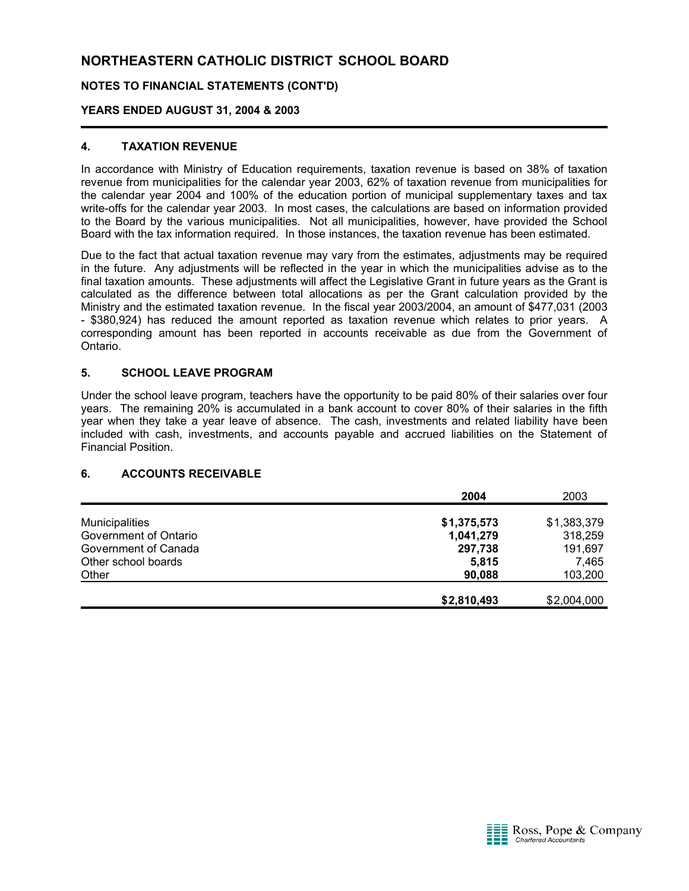# NORTHEASTERN CATHOLIC DISTRICT SCHOOL BOARD

**NOTES TO FINANCIAL STATEMENTS (CONT'D)**

**YEARS ENDED AUGUST 31, 2004 & 2003**

## 4. TAXATION REVENUE

In accordance with Ministry of Education requirements, taxation revenue is based on 38% of taxation revenue from municipalities for the calendar year 2003, 62% of taxation revenue from municipalities for the calendar year 2004 and 100% of the education portion of municipal supplementary taxes and tax write-offs for the calendar year 2003. In most cases, the calculations are based on information provided to the Board by the various municipalities. Not all municipalities, however, have provided the School Board with the tax information required. In those instances, the taxation revenue has been estimated.

Due to the fact that actual taxation revenue may vary from the estimates, adjustments may be required in the future. Any adjustments will be reflected in the year in which the municipalities advise as to the final taxation amounts. These adjustments will affect the Legislative Grant in future years as the Grant is calculated as the difference between total allocations as per the Grant calculation provided by the Ministry and the estimated taxation revenue. In the fiscal year 2003/2004, an amount of $477,031 (2003 - $380,924) has reduced the amount reported as taxation revenue which relates to prior years. A corresponding amount has been reported in accounts receivable as due from the Government of Ontario.

## 5. SCHOOL LEAVE PROGRAM

Under the school leave program, teachers have the opportunity to be paid 80% of their salaries over four years. The remaining 20% is accumulated in a bank account to cover 80% of their salaries in the fifth year when they take a year leave of absence. The cash, investments and related liability have been included with cash, investments, and accounts payable and accrued liabilities on the Statement of Financial Position.

## 6. ACCOUNTS RECEIVABLE

| | **2004** | 2003 |
|---|---|---|
| Municipalities | **$1,375,573** | $1,383,379 |
| Government of Ontario | **1,041,279** | 318,259 |
| Government of Canada | **297,738** | 191,697 |
| Other school boards | **5,815** | 7,465 |
| Other | **90,088** | 103,200 |
| | **$2,810,493** | $2,004,000 |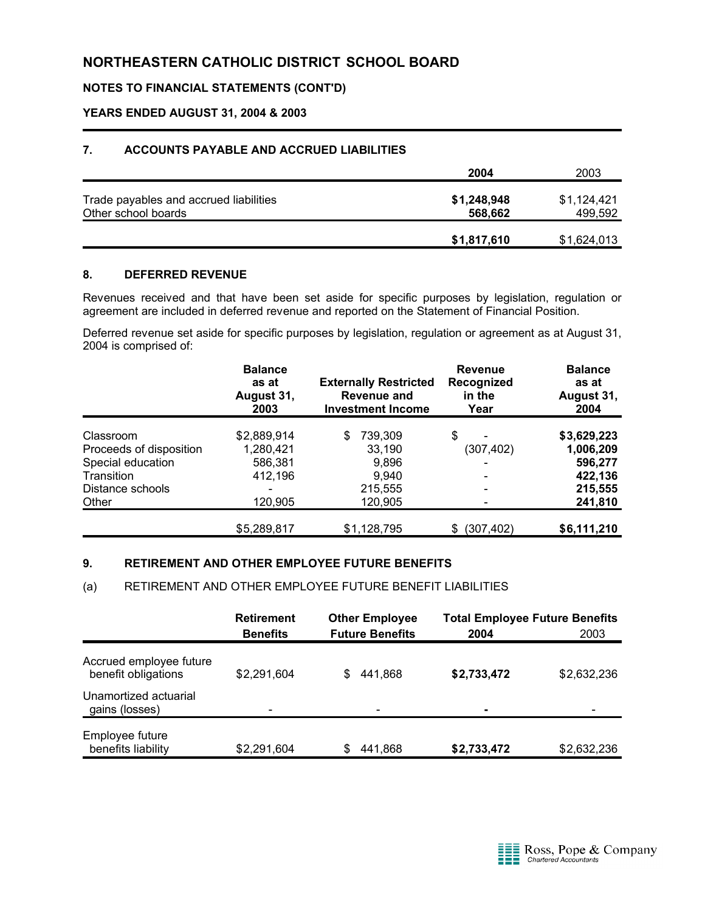# NORTHEASTERN CATHOLIC DISTRICT SCHOOL BOARD

## NOTES TO FINANCIAL STATEMENTS (CONT'D)

### YEARS ENDED AUGUST 31, 2004 & 2003

## 7. ACCOUNTS PAYABLE AND ACCRUED LIABILITIES

| | 2004 | 2003 |
|---|---|---|
| Trade payables and accrued liabilities | **$1,248,948** | $1,124,421 |
| Other school boards | **568,662** | 499,592 |
| | **$1,817,610** | $1,624,013 |

## 8. DEFERRED REVENUE

Revenues received and that have been set aside for specific purposes by legislation, regulation or agreement are included in deferred revenue and reported on the Statement of Financial Position.

Deferred revenue set aside for specific purposes by legislation, regulation or agreement as at August 31, 2004 is comprised of:

| | Balance as at August 31, 2003 | Externally Restricted Revenue and Investment Income | Revenue Recognized in the Year | Balance as at August 31, 2004 |
|---|---|---|---|---|
| Classroom | $2,889,914 | $ 739,309 | $ - | **$3,629,223** |
| Proceeds of disposition | 1,280,421 | 33,190 | (307,402) | **1,006,209** |
| Special education | 586,381 | 9,896 | - | **596,277** |
| Transition | 412,196 | 9,940 | - | **422,136** |
| Distance schools | - | 215,555 | - | **215,555** |
| Other | 120,905 | 120,905 | - | **241,810** |
| | $5,289,817 | $1,128,795 | $ (307,402) | **$6,111,210** |

## 9. RETIREMENT AND OTHER EMPLOYEE FUTURE BENEFITS

(a) RETIREMENT AND OTHER EMPLOYEE FUTURE BENEFIT LIABILITIES

| | Retirement Benefits | Other Employee Future Benefits | Total Employee Future Benefits 2004 | 2003 |
|---|---|---|---|---|
| Accrued employee future benefit obligations | $2,291,604 | $ 441,868 | **$2,733,472** | $2,632,236 |
| Unamortized actuarial gains (losses) | - | - | **-** | - |
| Employee future benefits liability | $2,291,604 | $ 441,868 | **$2,733,472** | $2,632,236 |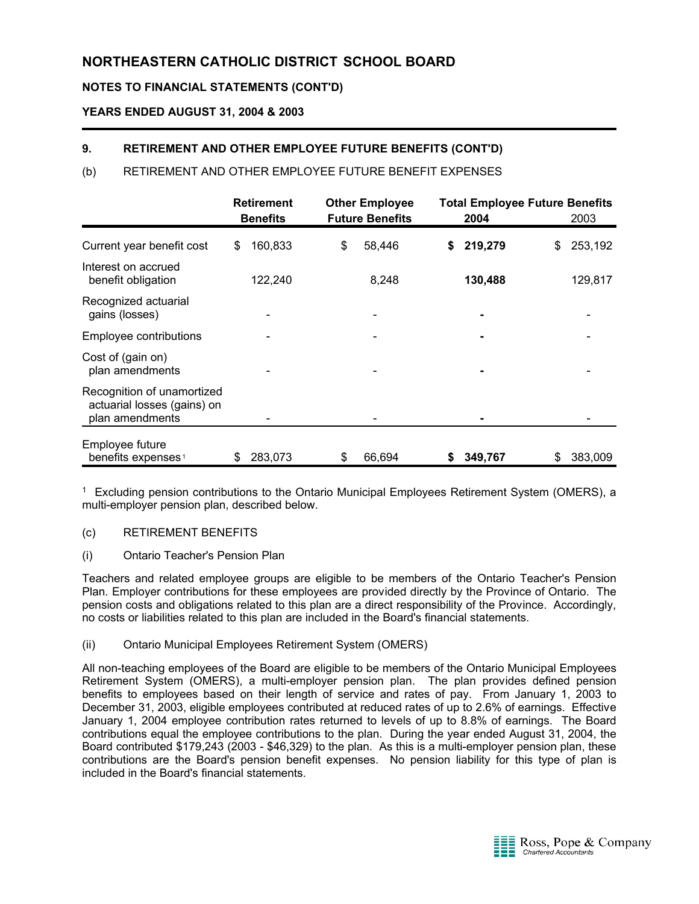# NORTHEASTERN CATHOLIC DISTRICT SCHOOL BOARD

**NOTES TO FINANCIAL STATEMENTS (CONT'D)**

**YEARS ENDED AUGUST 31, 2004 & 2003**

### 9. RETIREMENT AND OTHER EMPLOYEE FUTURE BENEFITS (CONT'D)

(b) RETIREMENT AND OTHER EMPLOYEE FUTURE BENEFIT EXPENSES

| | Retirement Benefits | Other Employee Future Benefits | Total Employee Future Benefits 2004 | 2003 |
|---|---|---|---|---|
| Current year benefit cost | $ 160,833 | $ 58,446 | **$ 219,279** | $ 253,192 |
| Interest on accrued benefit obligation | 122,240 | 8,248 | **130,488** | 129,817 |
| Recognized actuarial gains (losses) | - | - | **-** | - |
| Employee contributions | - | - | **-** | - |
| Cost of (gain on) plan amendments | - | - | **-** | - |
| Recognition of unamortized actuarial losses (gains) on plan amendments | - | - | **-** | - |
| Employee future benefits expenses [1] | $ 283,073 | $ 66,694 | **$ 349,767** | $ 383,009 |

[1] Excluding pension contributions to the Ontario Municipal Employees Retirement System (OMERS), a multi-employer pension plan, described below.

(c) RETIREMENT BENEFITS

(i) Ontario Teacher's Pension Plan

Teachers and related employee groups are eligible to be members of the Ontario Teacher's Pension Plan. Employer contributions for these employees are provided directly by the Province of Ontario. The pension costs and obligations related to this plan are a direct responsibility of the Province. Accordingly, no costs or liabilities related to this plan are included in the Board's financial statements.

(ii) Ontario Municipal Employees Retirement System (OMERS)

All non-teaching employees of the Board are eligible to be members of the Ontario Municipal Employees Retirement System (OMERS), a multi-employer pension plan. The plan provides defined pension benefits to employees based on their length of service and rates of pay. From January 1, 2003 to December 31, 2003, eligible employees contributed at reduced rates of up to 2.6% of earnings. Effective January 1, 2004 employee contribution rates returned to levels of up to 8.8% of earnings. The Board contributions equal the employee contributions to the plan. During the year ended August 31, 2004, the Board contributed $179,243 (2003 - $46,329) to the plan. As this is a multi-employer pension plan, these contributions are the Board's pension benefit expenses. No pension liability for this type of plan is included in the Board's financial statements.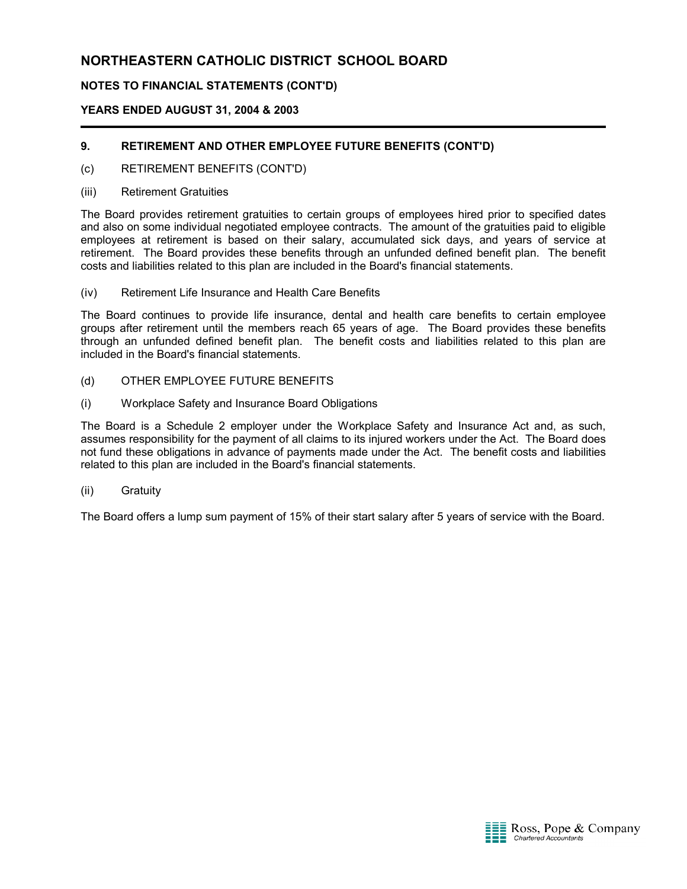## 9. RETIREMENT AND OTHER EMPLOYEE FUTURE BENEFITS (CONT'D)

(c) RETIREMENT BENEFITS (CONT'D)

(iii) Retirement Gratuities

The Board provides retirement gratuities to certain groups of employees hired prior to specified dates and also on some individual negotiated employee contracts. The amount of the gratuities paid to eligible employees at retirement is based on their salary, accumulated sick days, and years of service at retirement. The Board provides these benefits through an unfunded defined benefit plan. The benefit costs and liabilities related to this plan are included in the Board's financial statements.

(iv) Retirement Life Insurance and Health Care Benefits

The Board continues to provide life insurance, dental and health care benefits to certain employee groups after retirement until the members reach 65 years of age. The Board provides these benefits through an unfunded defined benefit plan. The benefit costs and liabilities related to this plan are included in the Board's financial statements.

(d) OTHER EMPLOYEE FUTURE BENEFITS

(i) Workplace Safety and Insurance Board Obligations

The Board is a Schedule 2 employer under the Workplace Safety and Insurance Act and, as such, assumes responsibility for the payment of all claims to its injured workers under the Act. The Board does not fund these obligations in advance of payments made under the Act. The benefit costs and liabilities related to this plan are included in the Board's financial statements.

(ii) Gratuity

The Board offers a lump sum payment of 15% of their start salary after 5 years of service with the Board.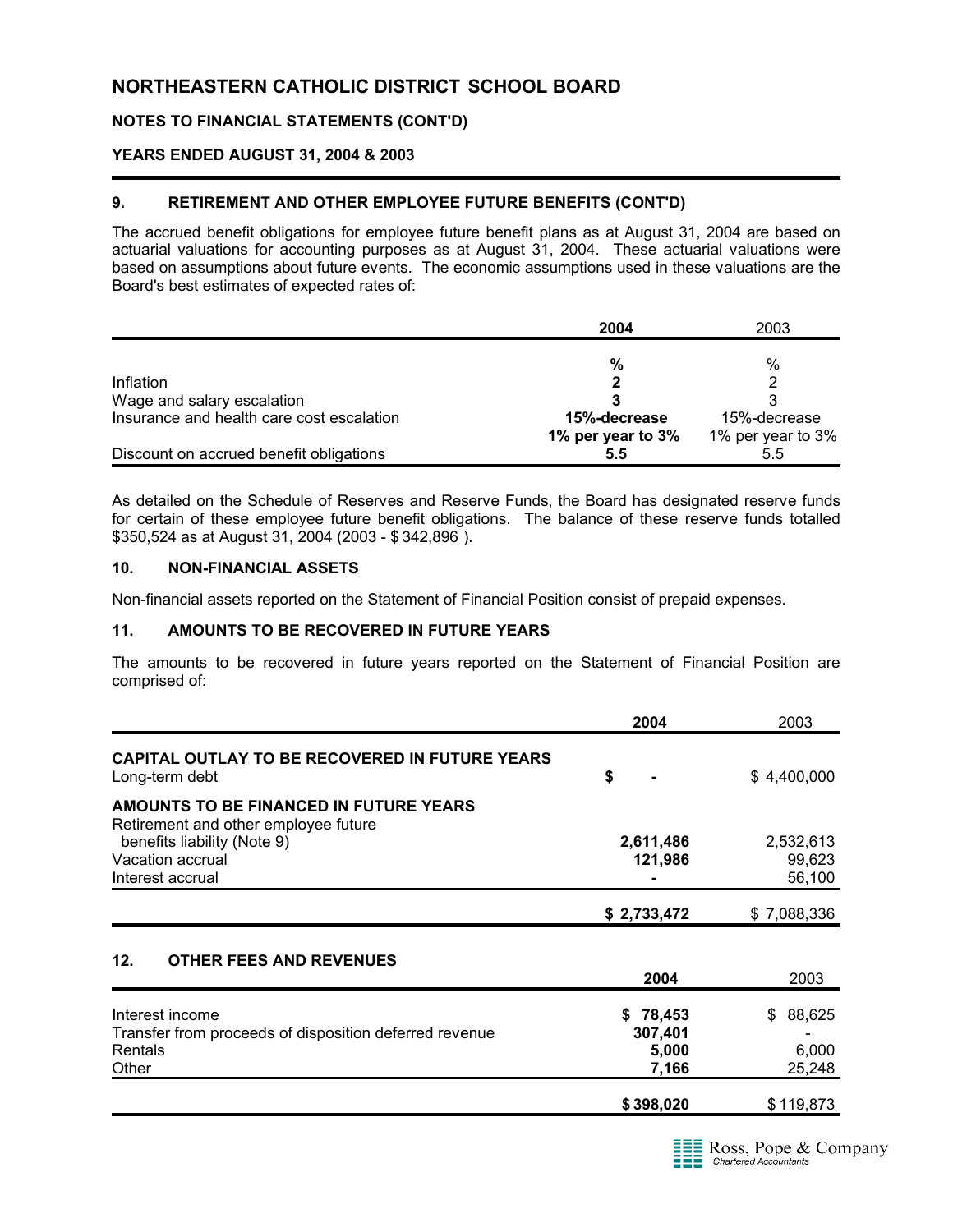# NORTHEASTERN CATHOLIC DISTRICT SCHOOL BOARD

## NOTES TO FINANCIAL STATEMENTS (CONT'D)

## YEARS ENDED AUGUST 31, 2004 & 2003

### 9. RETIREMENT AND OTHER EMPLOYEE FUTURE BENEFITS (CONT'D)

The accrued benefit obligations for employee future benefit plans as at August 31, 2004 are based on actuarial valuations for accounting purposes as at August 31, 2004. These actuarial valuations were based on assumptions about future events. The economic assumptions used in these valuations are the Board's best estimates of expected rates of:

| | **2004** | 2003 |
|---|---|---|
| | **%** | % |
| Inflation | **2** | 2 |
| Wage and salary escalation | **3** | 3 |
| Insurance and health care cost escalation | **15%-decrease 1% per year to 3%** | 15%-decrease 1% per year to 3% |
| Discount on accrued benefit obligations | **5.5** | 5.5 |

As detailed on the Schedule of Reserves and Reserve Funds, the Board has designated reserve funds for certain of these employee future benefit obligations. The balance of these reserve funds totalled $350,524 as at August 31, 2004 (2003 - $ 342,896 ).

### 10. NON-FINANCIAL ASSETS

Non-financial assets reported on the Statement of Financial Position consist of prepaid expenses.

### 11. AMOUNTS TO BE RECOVERED IN FUTURE YEARS

The amounts to be recovered in future years reported on the Statement of Financial Position are comprised of:

| | **2004** | 2003 |
|---|---|---|
| **CAPITAL OUTLAY TO BE RECOVERED IN FUTURE YEARS** | | |
| Long-term debt | **$ -** | $ 4,400,000 |
| **AMOUNTS TO BE FINANCED IN FUTURE YEARS** | | |
| Retirement and other employee future benefits liability (Note 9) | **2,611,486** | 2,532,613 |
| Vacation accrual | **121,986** | 99,623 |
| Interest accrual | **-** | 56,100 |
| | **$ 2,733,472** | $ 7,088,336 |

### 12. OTHER FEES AND REVENUES

| | **2004** | 2003 |
|---|---|---|
| Interest income | **$ 78,453** | $ 88,625 |
| Transfer from proceeds of disposition deferred revenue | **307,401** | - |
| Rentals | **5,000** | 6,000 |
| Other | **7,166** | 25,248 |
| | **$ 398,020** | $ 119,873 |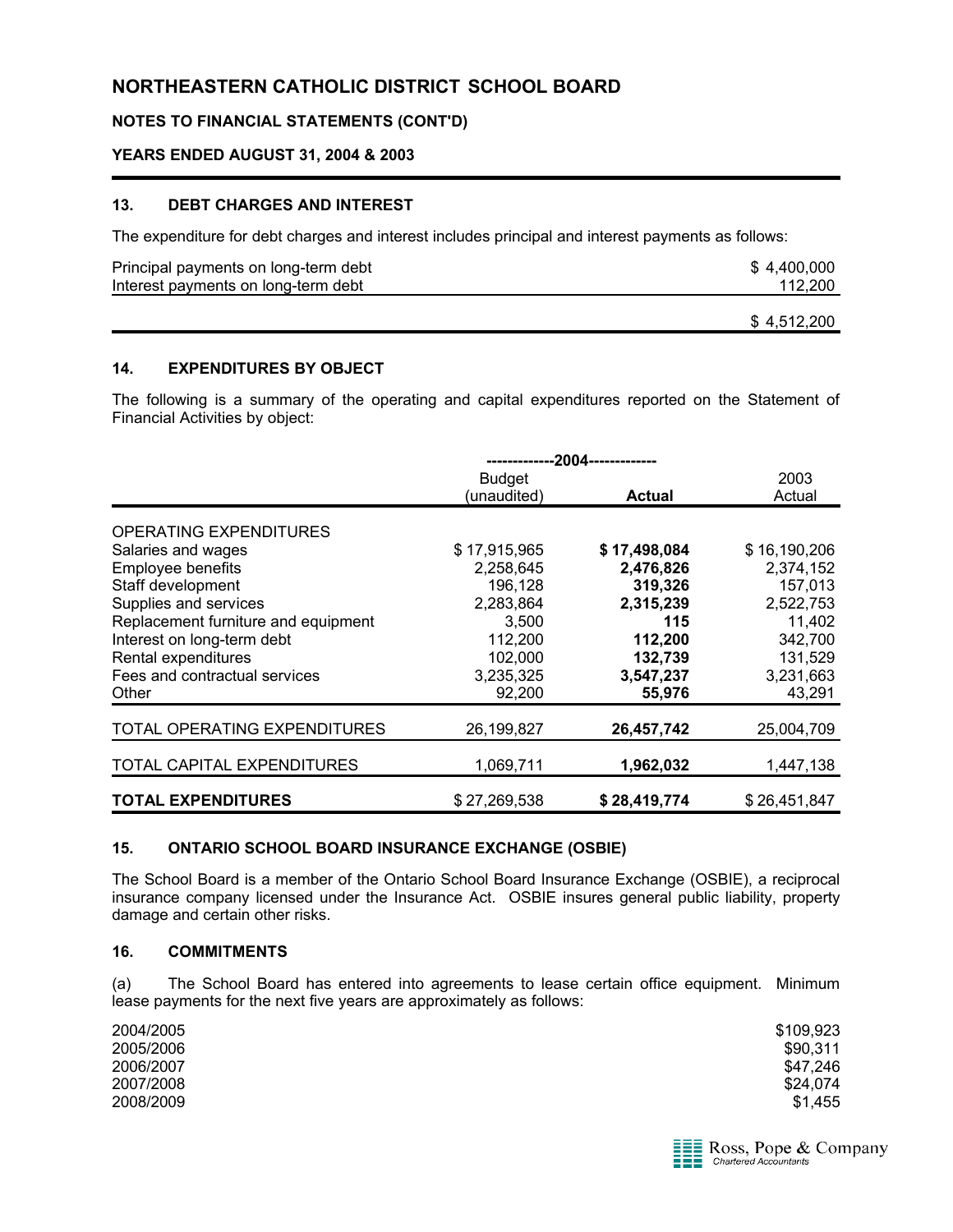# NORTHEASTERN CATHOLIC DISTRICT SCHOOL BOARD

**NOTES TO FINANCIAL STATEMENTS (CONT'D)**

**YEARS ENDED AUGUST 31, 2004 & 2003**

## 13. DEBT CHARGES AND INTEREST

The expenditure for debt charges and interest includes principal and interest payments as follows:

| | |
|---|---|
| Principal payments on long-term debt | $ 4,400,000 |
| Interest payments on long-term debt | 112,200 |
| | $ 4,512,200 |

## 14. EXPENDITURES BY OBJECT

The following is a summary of the operating and capital expenditures reported on the Statement of Financial Activities by object:

| | 2004 | | |
|---|---|---|---|
| | Budget (unaudited) | **Actual** | 2003 Actual |
| OPERATING EXPENDITURES | | | |
| Salaries and wages | $ 17,915,965 | **$ 17,498,084** | $ 16,190,206 |
| Employee benefits | 2,258,645 | **2,476,826** | 2,374,152 |
| Staff development | 196,128 | **319,326** | 157,013 |
| Supplies and services | 2,283,864 | **2,315,239** | 2,522,753 |
| Replacement furniture and equipment | 3,500 | **115** | 11,402 |
| Interest on long-term debt | 112,200 | **112,200** | 342,700 |
| Rental expenditures | 102,000 | **132,739** | 131,529 |
| Fees and contractual services | 3,235,325 | **3,547,237** | 3,231,663 |
| Other | 92,200 | **55,976** | 43,291 |
| TOTAL OPERATING EXPENDITURES | 26,199,827 | **26,457,742** | 25,004,709 |
| TOTAL CAPITAL EXPENDITURES | 1,069,711 | **1,962,032** | 1,447,138 |
| **TOTAL EXPENDITURES** | $ 27,269,538 | **$ 28,419,774** | $ 26,451,847 |

## 15. ONTARIO SCHOOL BOARD INSURANCE EXCHANGE (OSBIE)

The School Board is a member of the Ontario School Board Insurance Exchange (OSBIE), a reciprocal insurance company licensed under the Insurance Act. OSBIE insures general public liability, property damage and certain other risks.

## 16. COMMITMENTS

(a) The School Board has entered into agreements to lease certain office equipment. Minimum lease payments for the next five years are approximately as follows:

| | |
|---|---|
| 2004/2005 | $109,923 |
| 2005/2006 | $90,311 |
| 2006/2007 | $47,246 |
| 2007/2008 | $24,074 |
| 2008/2009 | $1,455 |

Ross, Pope & Company
Chartered Accountants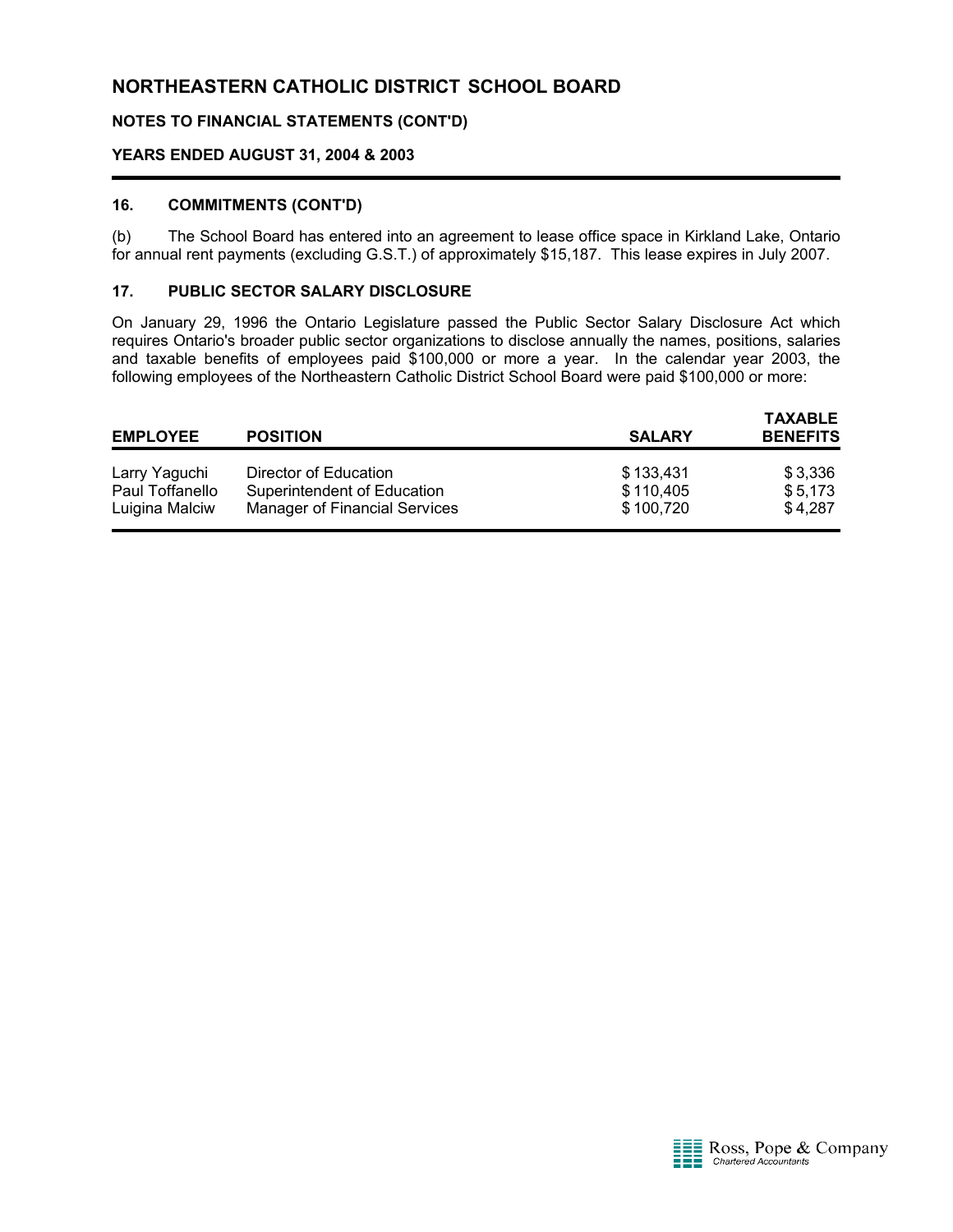# NORTHEASTERN CATHOLIC DISTRICT SCHOOL BOARD

**NOTES TO FINANCIAL STATEMENTS (CONT'D)**

**YEARS ENDED AUGUST 31, 2004 & 2003**

### 16. COMMITMENTS (CONT'D)

(b) The School Board has entered into an agreement to lease office space in Kirkland Lake, Ontario for annual rent payments (excluding G.S.T.) of approximately $15,187. This lease expires in July 2007.

### 17. PUBLIC SECTOR SALARY DISCLOSURE

On January 29, 1996 the Ontario Legislature passed the Public Sector Salary Disclosure Act which requires Ontario's broader public sector organizations to disclose annually the names, positions, salaries and taxable benefits of employees paid $100,000 or more a year. In the calendar year 2003, the following employees of the Northeastern Catholic District School Board were paid $100,000 or more:

| EMPLOYEE | POSITION | SALARY | TAXABLE BENEFITS |
|---|---|---|---|
| Larry Yaguchi | Director of Education | $ 133,431 | $ 3,336 |
| Paul Toffanello | Superintendent of Education | $ 110,405 | $ 5,173 |
| Luigina Malciw | Manager of Financial Services | $ 100,720 | $ 4,287 |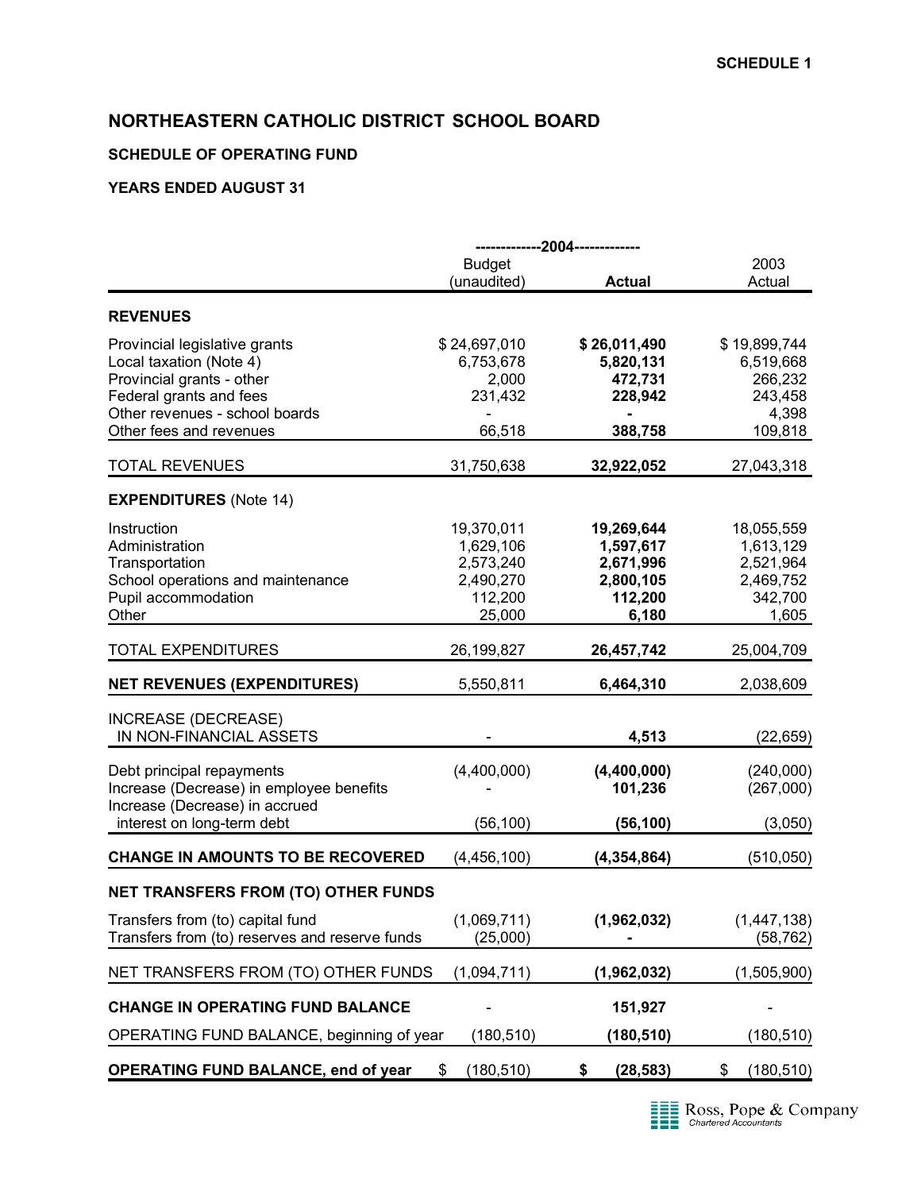**SCHEDULE 1**

# NORTHEASTERN CATHOLIC DISTRICT SCHOOL BOARD

## SCHEDULE OF OPERATING FUND

### YEARS ENDED AUGUST 31

| | 2004 | | |
|---|---|---|---|
| | Budget (unaudited) | **Actual** | 2003 Actual |
| **REVENUES** | | | |
| Provincial legislative grants | $ 24,697,010 | **$ 26,011,490** | $ 19,899,744 |
| Local taxation (Note 4) | 6,753,678 | **5,820,131** | 6,519,668 |
| Provincial grants - other | 2,000 | **472,731** | 266,232 |
| Federal grants and fees | 231,432 | **228,942** | 243,458 |
| Other revenues - school boards | - | **-** | 4,398 |
| Other fees and revenues | 66,518 | **388,758** | 109,818 |
| TOTAL REVENUES | 31,750,638 | **32,922,052** | 27,043,318 |
| **EXPENDITURES** (Note 14) | | | |
| Instruction | 19,370,011 | **19,269,644** | 18,055,559 |
| Administration | 1,629,106 | **1,597,617** | 1,613,129 |
| Transportation | 2,573,240 | **2,671,996** | 2,521,964 |
| School operations and maintenance | 2,490,270 | **2,800,105** | 2,469,752 |
| Pupil accommodation | 112,200 | **112,200** | 342,700 |
| Other | 25,000 | **6,180** | 1,605 |
| TOTAL EXPENDITURES | 26,199,827 | **26,457,742** | 25,004,709 |
| **NET REVENUES (EXPENDITURES)** | 5,550,811 | **6,464,310** | 2,038,609 |
| INCREASE (DECREASE) IN NON-FINANCIAL ASSETS | - | **4,513** | (22,659) |
| Debt principal repayments | (4,400,000) | **(4,400,000)** | (240,000) |
| Increase (Decrease) in employee benefits | - | **101,236** | (267,000) |
| Increase (Decrease) in accrued interest on long-term debt | (56,100) | **(56,100)** | (3,050) |
| **CHANGE IN AMOUNTS TO BE RECOVERED** | (4,456,100) | **(4,354,864)** | (510,050) |
| **NET TRANSFERS FROM (TO) OTHER FUNDS** | | | |
| Transfers from (to) capital fund | (1,069,711) | **(1,962,032)** | (1,447,138) |
| Transfers from (to) reserves and reserve funds | (25,000) | **-** | (58,762) |
| NET TRANSFERS FROM (TO) OTHER FUNDS | (1,094,711) | **(1,962,032)** | (1,505,900) |
| **CHANGE IN OPERATING FUND BALANCE** | - | **151,927** | - |
| OPERATING FUND BALANCE, beginning of year | (180,510) | **(180,510)** | (180,510) |
| **OPERATING FUND BALANCE, end of year** | $ (180,510) | **$ (28,583)** | $ (180,510) |

Ross, Pope & Company
Chartered Accountants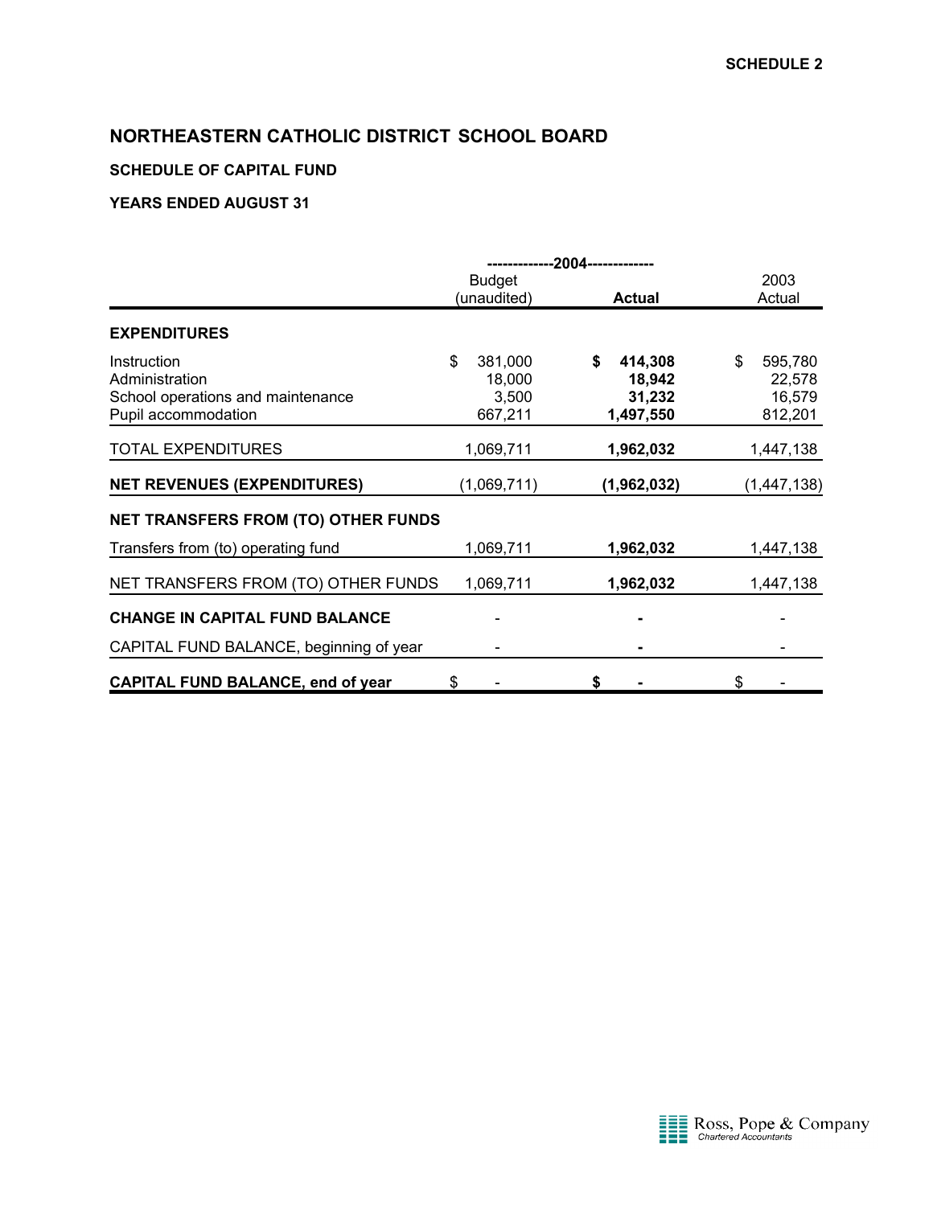**SCHEDULE 2**

# NORTHEASTERN CATHOLIC DISTRICT SCHOOL BOARD

### SCHEDULE OF CAPITAL FUND

### YEARS ENDED AUGUST 31

| | 2004 | | |
|---|---|---|---|
| | Budget (unaudited) | **Actual** | 2003 Actual |
| **EXPENDITURES** | | | |
| Instruction | $ 381,000 | **$ 414,308** | $ 595,780 |
| Administration | 18,000 | **18,942** | 22,578 |
| School operations and maintenance | 3,500 | **31,232** | 16,579 |
| Pupil accommodation | 667,211 | **1,497,550** | 812,201 |
| TOTAL EXPENDITURES | 1,069,711 | **1,962,032** | 1,447,138 |
| **NET REVENUES (EXPENDITURES)** | (1,069,711) | **(1,962,032)** | (1,447,138) |
| **NET TRANSFERS FROM (TO) OTHER FUNDS** | | | |
| Transfers from (to) operating fund | 1,069,711 | **1,962,032** | 1,447,138 |
| NET TRANSFERS FROM (TO) OTHER FUNDS | 1,069,711 | **1,962,032** | 1,447,138 |
| **CHANGE IN CAPITAL FUND BALANCE** | - | **-** | - |
| CAPITAL FUND BALANCE, beginning of year | - | **-** | - |
| **CAPITAL FUND BALANCE, end of year** | $ - | **$ -** | $ - |

Ross, Pope & Company
Chartered Accountants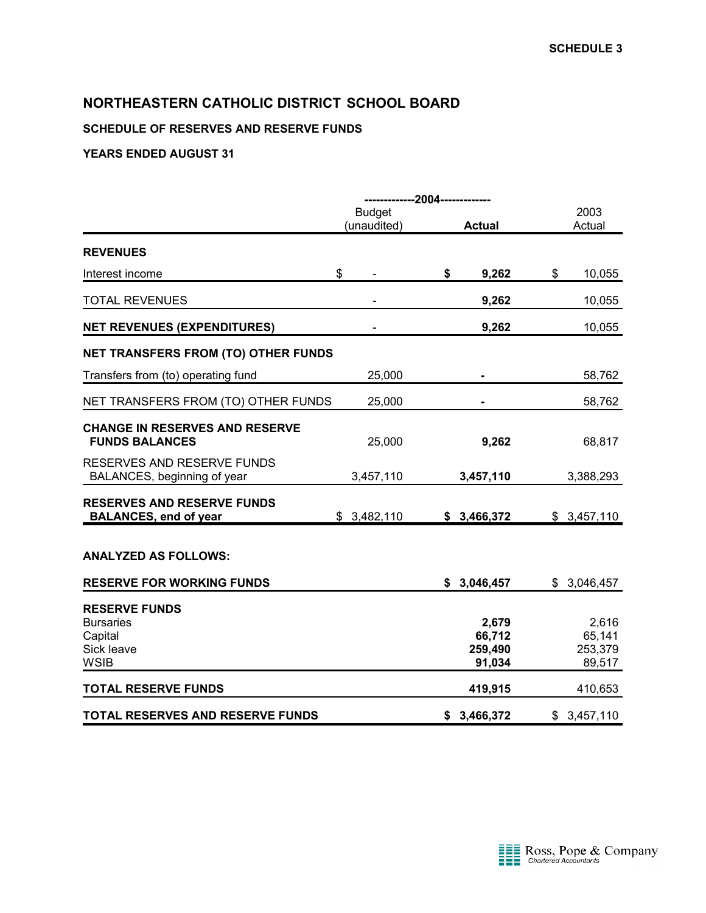SCHEDULE 3

# NORTHEASTERN CATHOLIC DISTRICT SCHOOL BOARD

## SCHEDULE OF RESERVES AND RESERVE FUNDS

## YEARS ENDED AUGUST 31

| | 2004 Budget (unaudited) | 2004 Actual | 2003 Actual |
|---|---|---|---|
| **REVENUES** | | | |
| Interest income | $ - | **$ 9,262** | $ 10,055 |
| TOTAL REVENUES | - | **9,262** | 10,055 |
| **NET REVENUES (EXPENDITURES)** | - | **9,262** | 10,055 |
| **NET TRANSFERS FROM (TO) OTHER FUNDS** | | | |
| Transfers from (to) operating fund | 25,000 | **-** | 58,762 |
| NET TRANSFERS FROM (TO) OTHER FUNDS | 25,000 | **-** | 58,762 |
| **CHANGE IN RESERVES AND RESERVE FUNDS BALANCES** | 25,000 | **9,262** | 68,817 |
| RESERVES AND RESERVE FUNDS BALANCES, beginning of year | 3,457,110 | **3,457,110** | 3,388,293 |
| **RESERVES AND RESERVE FUNDS BALANCES, end of year** | $ 3,482,110 | **$ 3,466,372** | $ 3,457,110 |
| | | | |
| **ANALYZED AS FOLLOWS:** | | | |
| **RESERVE FOR WORKING FUNDS** | | **$ 3,046,457** | $ 3,046,457 |
| **RESERVE FUNDS** | | | |
| Bursaries | | **2,679** | 2,616 |
| Capital | | **66,712** | 65,141 |
| Sick leave | | **259,490** | 253,379 |
| WSIB | | **91,034** | 89,517 |
| **TOTAL RESERVE FUNDS** | | **419,915** | 410,653 |
| **TOTAL RESERVES AND RESERVE FUNDS** | | **$ 3,466,372** | $ 3,457,110 |

Ross, Pope & Company
Chartered Accountants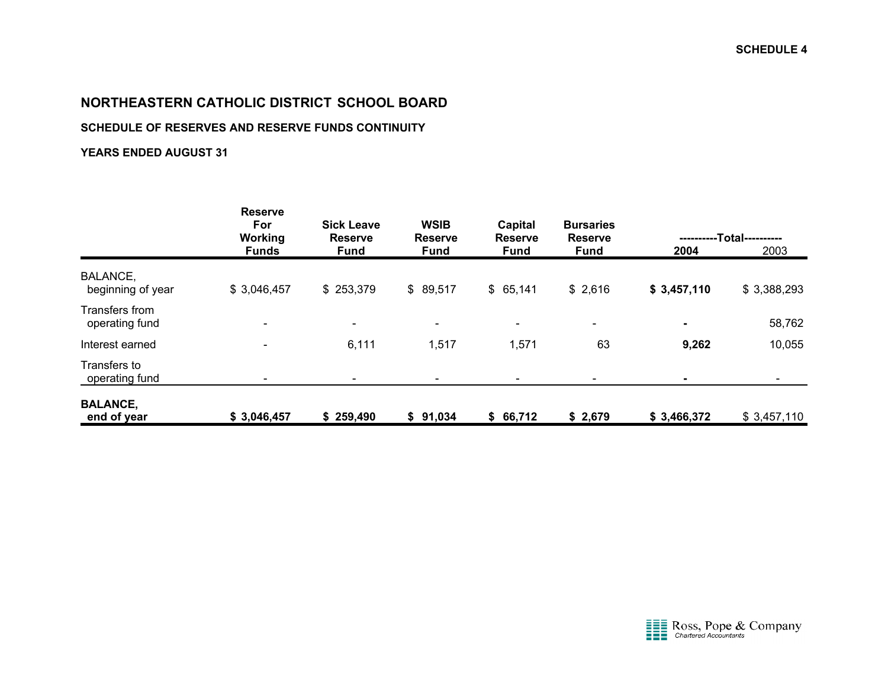SCHEDULE 4

# NORTHEASTERN CATHOLIC DISTRICT SCHOOL BOARD

### SCHEDULE OF RESERVES AND RESERVE FUNDS CONTINUITY

### YEARS ENDED AUGUST 31

| | Reserve For Working Funds | Sick Leave Reserve Fund | WSIB Reserve Fund | Capital Reserve Fund | Bursaries Reserve Fund | ----------Total---------- 2004 | 2003 |
|---|---|---|---|---|---|---|---|
| BALANCE, beginning of year | $ 3,046,457 | $ 253,379 | $ 89,517 | $ 65,141 | $ 2,616 | **$ 3,457,110** | $ 3,388,293 |
| Transfers from operating fund | - | - | - | - | - | **-** | 58,762 |
| Interest earned | - | 6,111 | 1,517 | 1,571 | 63 | **9,262** | 10,055 |
| Transfers to operating fund | - | - | - | - | - | **-** | - |
| **BALANCE, end of year** | **$ 3,046,457** | **$ 259,490** | **$ 91,034** | **$ 66,712** | **$ 2,679** | **$ 3,466,372** | $ 3,457,110 |

Ross, Pope & Company
*Chartered Accountants*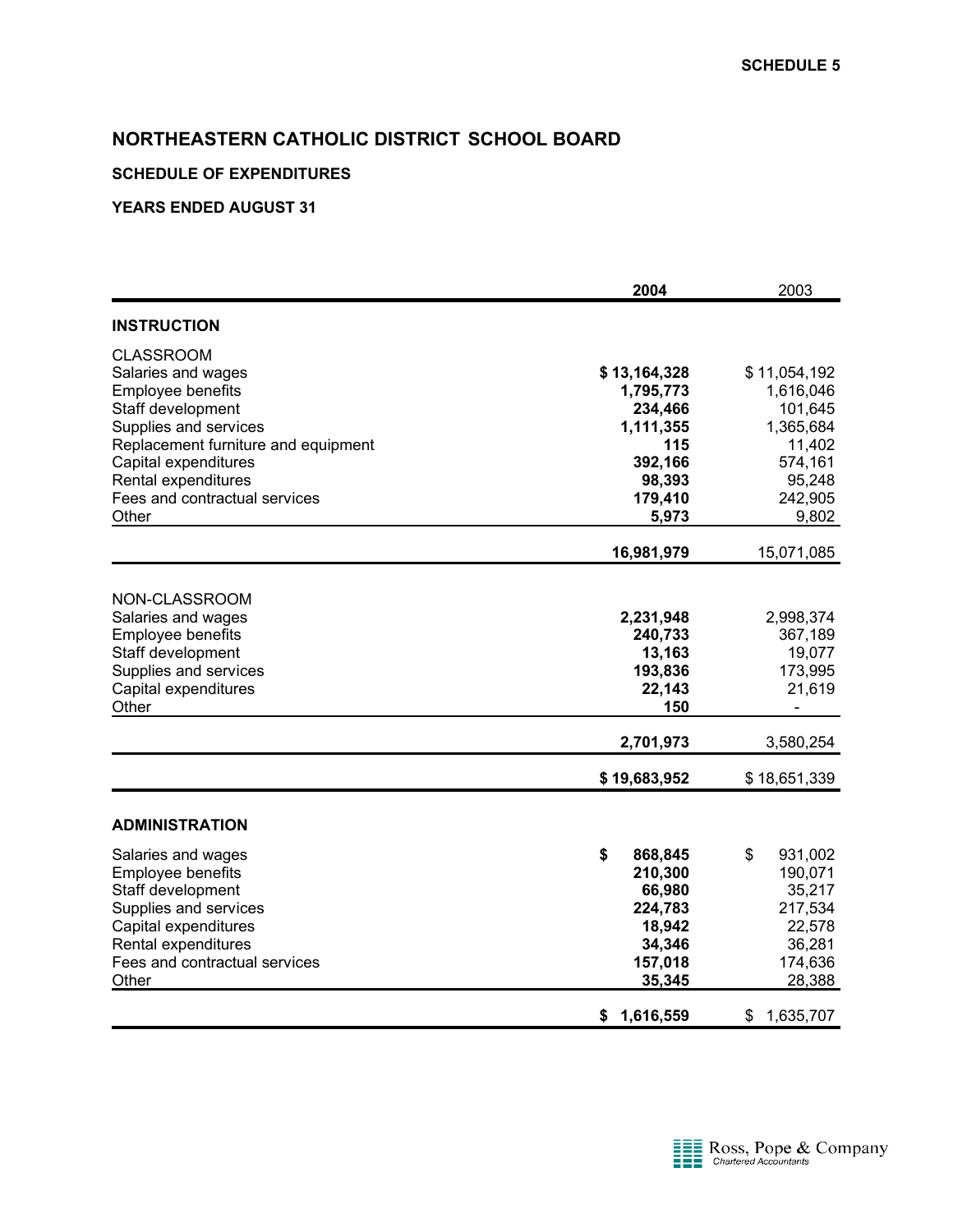SCHEDULE 5

# NORTHEASTERN CATHOLIC DISTRICT SCHOOL BOARD

### SCHEDULE OF EXPENDITURES

### YEARS ENDED AUGUST 31

| | 2004 | 2003 |
|---|---|---|
| **INSTRUCTION** | | |
| CLASSROOM | | |
| Salaries and wages | **$ 13,164,328** | $ 11,054,192 |
| Employee benefits | **1,795,773** | 1,616,046 |
| Staff development | **234,466** | 101,645 |
| Supplies and services | **1,111,355** | 1,365,684 |
| Replacement furniture and equipment | **115** | 11,402 |
| Capital expenditures | **392,166** | 574,161 |
| Rental expenditures | **98,393** | 95,248 |
| Fees and contractual services | **179,410** | 242,905 |
| Other | **5,973** | 9,802 |
| | **16,981,979** | 15,071,085 |
| NON-CLASSROOM | | |
| Salaries and wages | **2,231,948** | 2,998,374 |
| Employee benefits | **240,733** | 367,189 |
| Staff development | **13,163** | 19,077 |
| Supplies and services | **193,836** | 173,995 |
| Capital expenditures | **22,143** | 21,619 |
| Other | **150** | - |
| | **2,701,973** | 3,580,254 |
| | **$ 19,683,952** | $ 18,651,339 |
| **ADMINISTRATION** | | |
| Salaries and wages | **$ 868,845** | $ 931,002 |
| Employee benefits | **210,300** | 190,071 |
| Staff development | **66,980** | 35,217 |
| Supplies and services | **224,783** | 217,534 |
| Capital expenditures | **18,942** | 22,578 |
| Rental expenditures | **34,346** | 36,281 |
| Fees and contractual services | **157,018** | 174,636 |
| Other | **35,345** | 28,388 |
| | **$ 1,616,559** | $ 1,635,707 |

Ross, Pope & Company
Chartered Accountants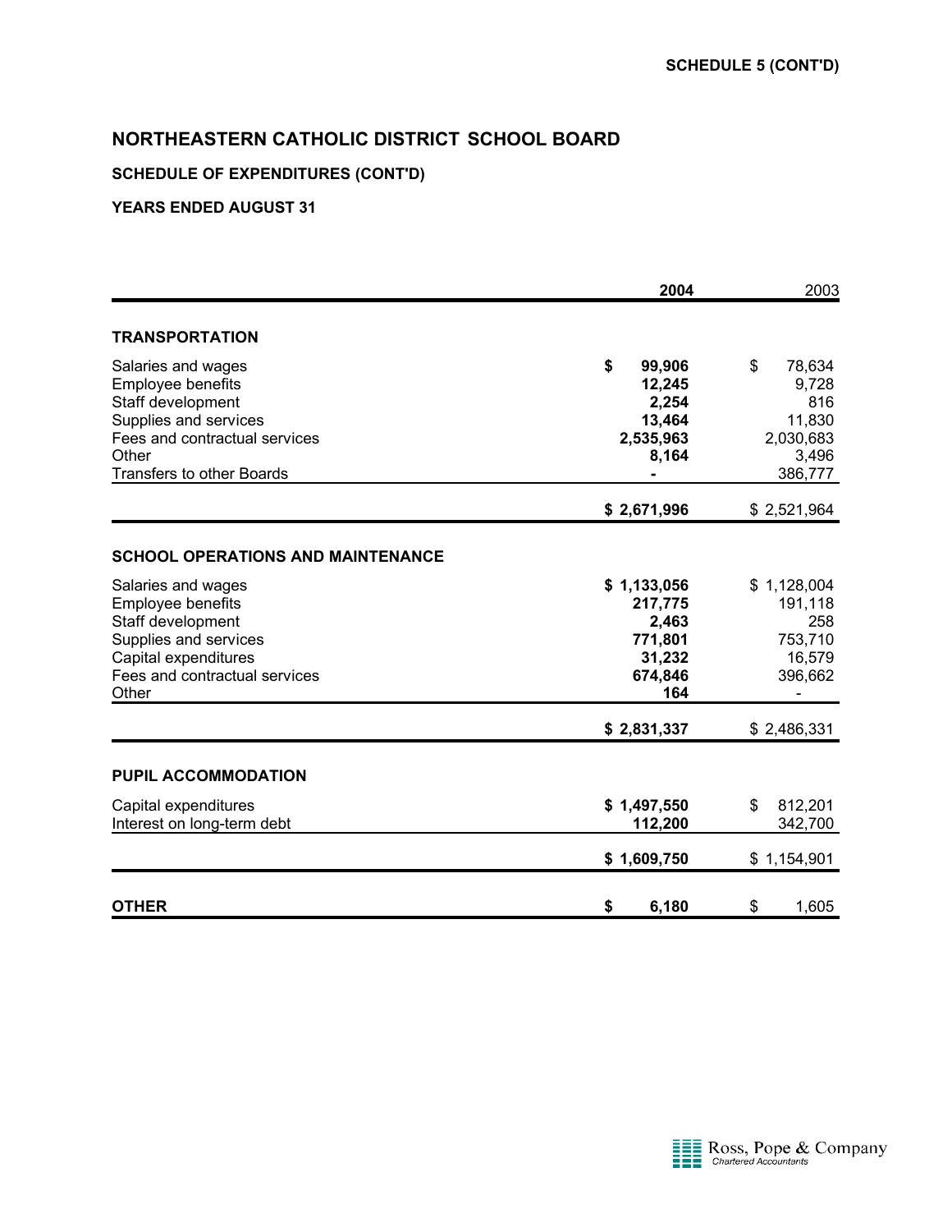SCHEDULE 5 (CONT'D)

# NORTHEASTERN CATHOLIC DISTRICT SCHOOL BOARD

## SCHEDULE OF EXPENDITURES (CONT'D)

### YEARS ENDED AUGUST 31

| | 2004 | 2003 |
|---|---|---|
| **TRANSPORTATION** | | |
| Salaries and wages | **$ 99,906** | $ 78,634 |
| Employee benefits | **12,245** | 9,728 |
| Staff development | **2,254** | 816 |
| Supplies and services | **13,464** | 11,830 |
| Fees and contractual services | **2,535,963** | 2,030,683 |
| Other | **8,164** | 3,496 |
| Transfers to other Boards | **-** | 386,777 |
| | **$ 2,671,996** | $ 2,521,964 |
| **SCHOOL OPERATIONS AND MAINTENANCE** | | |
| Salaries and wages | **$ 1,133,056** | $ 1,128,004 |
| Employee benefits | **217,775** | 191,118 |
| Staff development | **2,463** | 258 |
| Supplies and services | **771,801** | 753,710 |
| Capital expenditures | **31,232** | 16,579 |
| Fees and contractual services | **674,846** | 396,662 |
| Other | **164** | - |
| | **$ 2,831,337** | $ 2,486,331 |
| **PUPIL ACCOMMODATION** | | |
| Capital expenditures | **$ 1,497,550** | $ 812,201 |
| Interest on long-term debt | **112,200** | 342,700 |
| | **$ 1,609,750** | $ 1,154,901 |
| **OTHER** | **$ 6,180** | $ 1,605 |

Ross, Pope & Company
Chartered Accountants